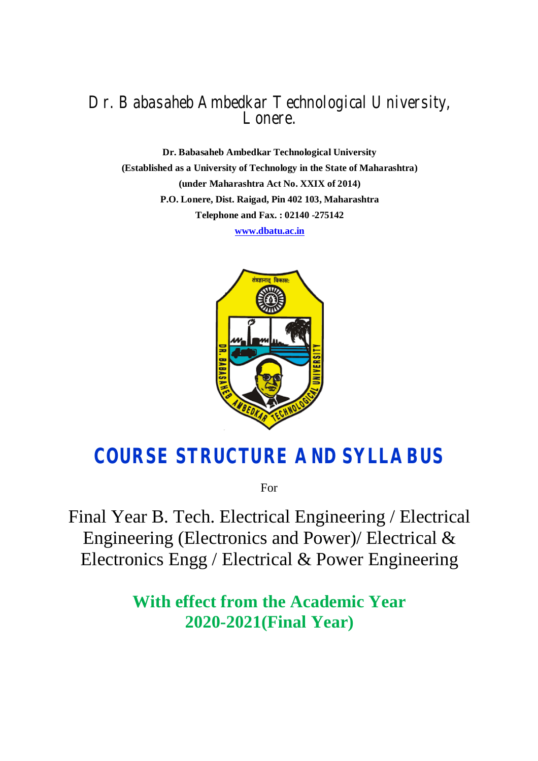# Dr. Babasaheb Ambedkar Technological University, Lonere.

**Dr. Babasaheb Ambedkar Technological University**
**(Established as a University of Technology in the State of Maharashtra)**
**(under Maharashtra Act No. XXIX of 2014)**
**P.O. Lonere, Dist. Raigad, Pin 402 103, Maharashtra**
**Telephone and Fax. : 02140 -275142**
**www.dbatu.ac.in**

# COURSE STRUCTURE AND SYLLABUS

For

## Final Year B. Tech. Electrical Engineering / Electrical Engineering (Electronics and Power)/ Electrical & Electronics Engg / Electrical & Power Engineering

**With effect from the Academic Year 2020-2021(Final Year)**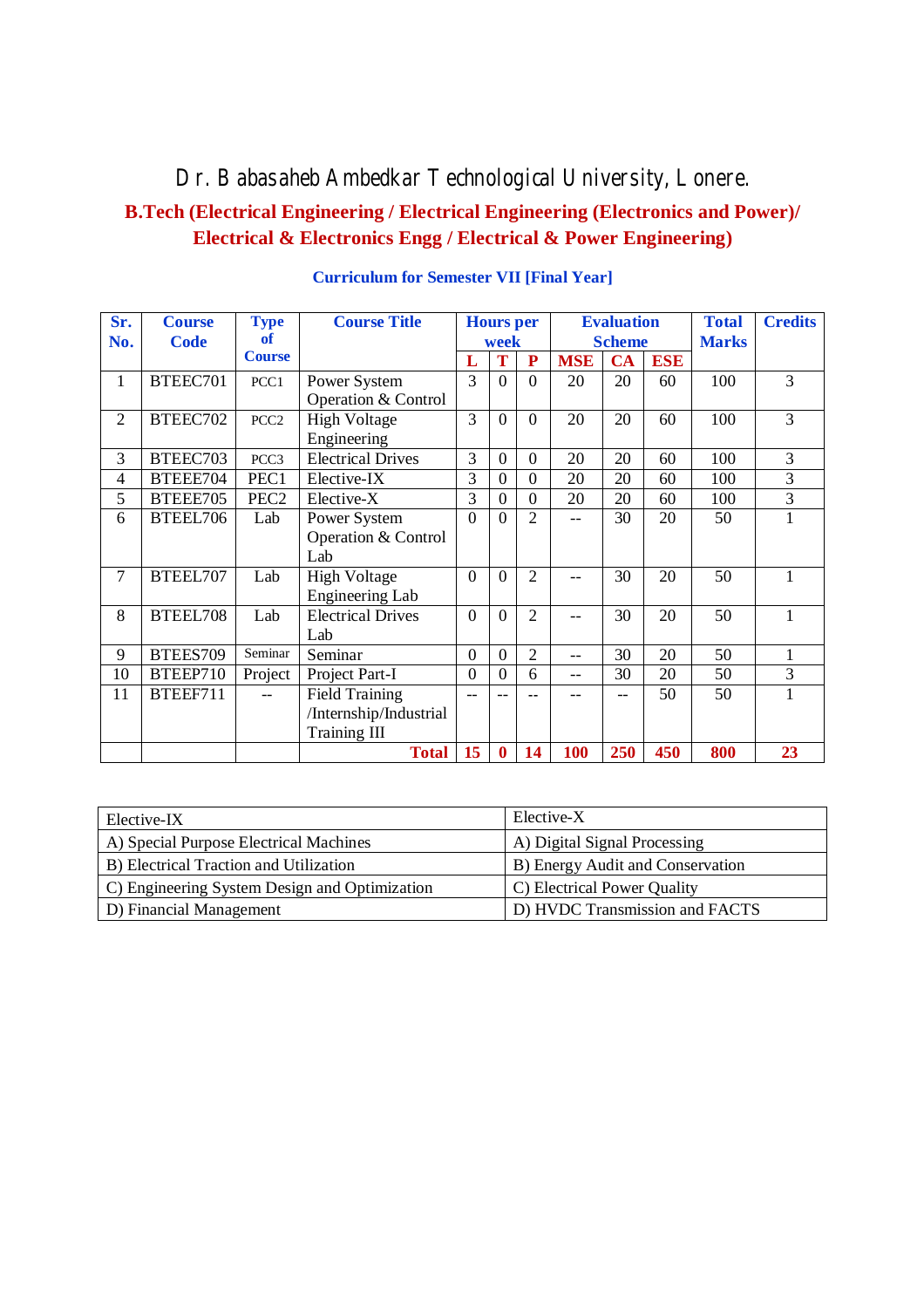# Dr. Babasaheb Ambedkar Technological University, Lonere.

## B.Tech (Electrical Engineering / Electrical Engineering (Electronics and Power)/ Electrical & Electronics Engg / Electrical & Power Engineering)

### Curriculum for Semester VII [Final Year]

| Sr. No. | Course Code | Type of Course | Course Title | Hours per week | | | Evaluation Scheme | | | Total Marks | Credits |
|---|---|---|---|---|---|---|---|---|---|---|---|
| | | | | L | T | P | MSE | CA | ESE | | |
| 1 | BTEEC701 | PCC1 | Power System Operation & Control | 3 | 0 | 0 | 20 | 20 | 60 | 100 | 3 |
| 2 | BTEEC702 | PCC2 | High Voltage Engineering | 3 | 0 | 0 | 20 | 20 | 60 | 100 | 3 |
| 3 | BTEEC703 | PCC3 | Electrical Drives | 3 | 0 | 0 | 20 | 20 | 60 | 100 | 3 |
| 4 | BTEEE704 | PEC1 | Elective-IX | 3 | 0 | 0 | 20 | 20 | 60 | 100 | 3 |
| 5 | BTEEE705 | PEC2 | Elective-X | 3 | 0 | 0 | 20 | 20 | 60 | 100 | 3 |
| 6 | BTEEL706 | Lab | Power System Operation & Control Lab | 0 | 0 | 2 | -- | 30 | 20 | 50 | 1 |
| 7 | BTEEL707 | Lab | High Voltage Engineering Lab | 0 | 0 | 2 | -- | 30 | 20 | 50 | 1 |
| 8 | BTEEL708 | Lab | Electrical Drives Lab | 0 | 0 | 2 | -- | 30 | 20 | 50 | 1 |
| 9 | BTEES709 | Seminar | Seminar | 0 | 0 | 2 | -- | 30 | 20 | 50 | 1 |
| 10 | BTEEP710 | Project | Project Part-I | 0 | 0 | 6 | -- | 30 | 20 | 50 | 3 |
| 11 | BTEEF711 | -- | Field Training /Internship/Industrial Training III | -- | -- | -- | -- | -- | 50 | 50 | 1 |
| | | | **Total** | **15** | **0** | **14** | **100** | **250** | **450** | **800** | **23** |

| Elective-IX | Elective-X |
|---|---|
| A) Special Purpose Electrical Machines | A) Digital Signal Processing |
| B) Electrical Traction and Utilization | B) Energy Audit and Conservation |
| C) Engineering System Design and Optimization | C) Electrical Power Quality |
| D) Financial Management | D) HVDC Transmission and FACTS |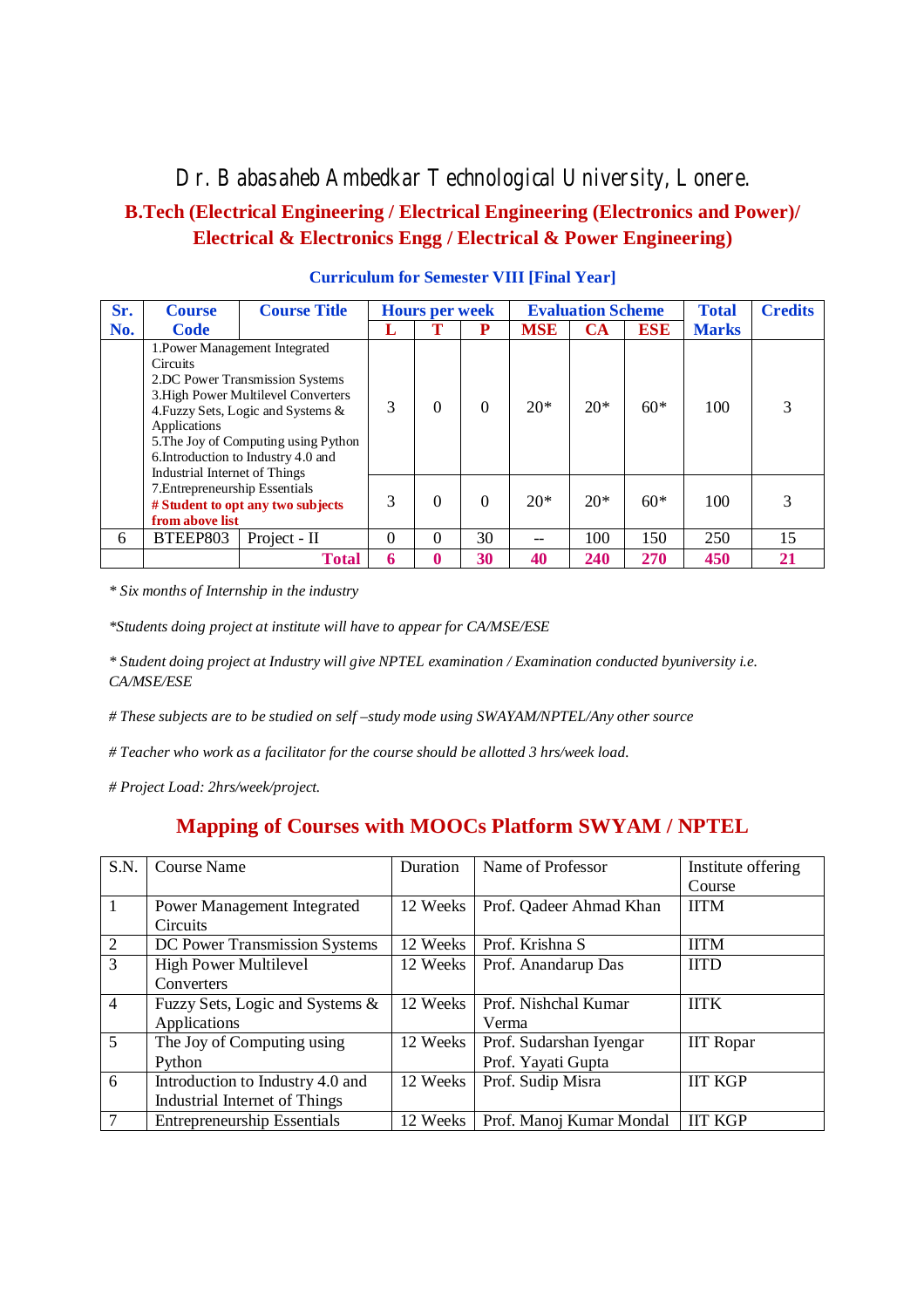# Dr. Babasaheb Ambedkar Technological University, Lonere.

## B.Tech (Electrical Engineering / Electrical Engineering (Electronics and Power)/ Electrical & Electronics Engg / Electrical & Power Engineering)

### Curriculum for Semester VIII [Final Year]

| Sr. No. | Course Code | Course Title | Hours per week | | | Evaluation Scheme | | | Total Marks | Credits |
|---|---|---|---|---|---|---|---|---|---|---|
| | | | L | T | P | MSE | CA | ESE | | |
| | 1.Power Management Integrated Circuits<br>2.DC Power Transmission Systems<br>3.High Power Multilevel Converters<br>4.Fuzzy Sets, Logic and Systems & Applications<br>5.The Joy of Computing using Python<br>6.Introduction to Industry 4.0 and Industrial Internet of Things | | 3 | 0 | 0 | 20* | 20* | 60* | 100 | 3 |
| | 7.Entrepreneurship Essentials<br>**# Student to opt any two subjects from above list** | | 3 | 0 | 0 | 20* | 20* | 60* | 100 | 3 |
| 6 | BTEEP803 | Project - II | 0 | 0 | 30 | -- | 100 | 150 | 250 | 15 |
| | | **Total** | **6** | **0** | **30** | **40** | **240** | **270** | **450** | **21** |

*\* Six months of Internship in the industry*

*\*Students doing project at institute will have to appear for CA/MSE/ESE*

*\* Student doing project at Industry will give NPTEL examination / Examination conducted byuniversity i.e. CA/MSE/ESE*

*# These subjects are to be studied on self –study mode using SWAYAM/NPTEL/Any other source*

*# Teacher who work as a facilitator for the course should be allotted 3 hrs/week load.*

*# Project Load: 2hrs/week/project.*

## Mapping of Courses with MOOCs Platform SWYAM / NPTEL

| S.N. | Course Name | Duration | Name of Professor | Institute offering Course |
|---|---|---|---|---|
| 1 | Power Management Integrated Circuits | 12 Weeks | Prof. Qadeer Ahmad Khan | IITM |
| 2 | DC Power Transmission Systems | 12 Weeks | Prof. Krishna S | IITM |
| 3 | High Power Multilevel Converters | 12 Weeks | Prof. Anandarup Das | IITD |
| 4 | Fuzzy Sets, Logic and Systems & Applications | 12 Weeks | Prof. Nishchal Kumar Verma | IITK |
| 5 | The Joy of Computing using Python | 12 Weeks | Prof. Sudarshan Iyengar<br>Prof. Yayati Gupta | IIT Ropar |
| 6 | Introduction to Industry 4.0 and Industrial Internet of Things | 12 Weeks | Prof. Sudip Misra | IIT KGP |
| 7 | Entrepreneurship Essentials | 12 Weeks | Prof. Manoj Kumar Mondal | IIT KGP |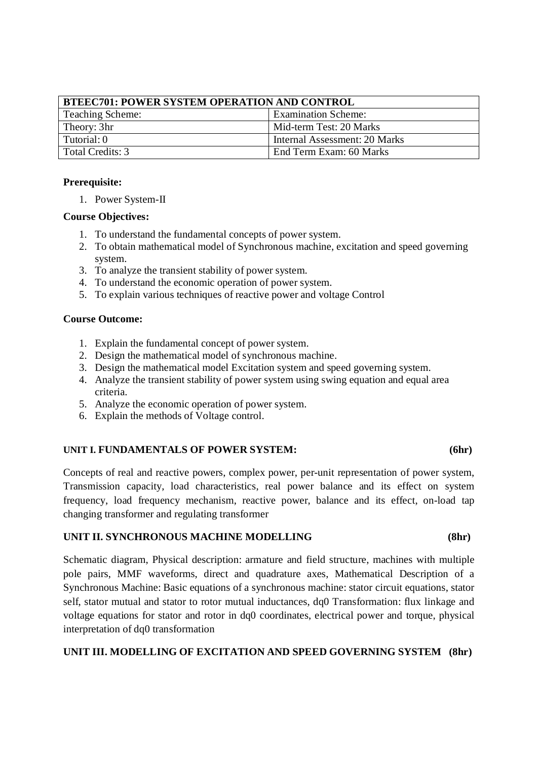| BTEEC701: POWER SYSTEM OPERATION AND CONTROL | |
|---|---|
| Teaching Scheme: | Examination Scheme: |
| Theory: 3hr | Mid-term Test: 20 Marks |
| Tutorial: 0 | Internal Assessment: 20 Marks |
| Total Credits: 3 | End Term Exam: 60 Marks |

**Prerequisite:**

1. Power System-II

**Course Objectives:**

1. To understand the fundamental concepts of power system.
2. To obtain mathematical model of Synchronous machine, excitation and speed governing system.
3. To analyze the transient stability of power system.
4. To understand the economic operation of power system.
5. To explain various techniques of reactive power and voltage Control

**Course Outcome:**

1. Explain the fundamental concept of power system.
2. Design the mathematical model of synchronous machine.
3. Design the mathematical model Excitation system and speed governing system.
4. Analyze the transient stability of power system using swing equation and equal area criteria.
5. Analyze the economic operation of power system.
6. Explain the methods of Voltage control.

**UNIT I. FUNDAMENTALS OF POWER SYSTEM: (6hr)**

Concepts of real and reactive powers, complex power, per-unit representation of power system, Transmission capacity, load characteristics, real power balance and its effect on system frequency, load frequency mechanism, reactive power, balance and its effect, on-load tap changing transformer and regulating transformer

**UNIT II. SYNCHRONOUS MACHINE MODELLING (8hr)**

Schematic diagram, Physical description: armature and field structure, machines with multiple pole pairs, MMF waveforms, direct and quadrature axes, Mathematical Description of a Synchronous Machine: Basic equations of a synchronous machine: stator circuit equations, stator self, stator mutual and stator to rotor mutual inductances, dq0 Transformation: flux linkage and voltage equations for stator and rotor in dq0 coordinates, electrical power and torque, physical interpretation of dq0 transformation

**UNIT III. MODELLING OF EXCITATION AND SPEED GOVERNING SYSTEM (8hr)**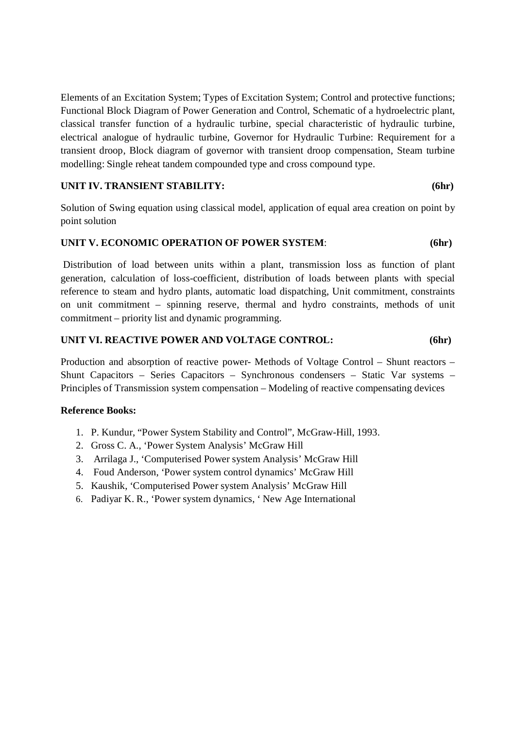Elements of an Excitation System; Types of Excitation System; Control and protective functions; Functional Block Diagram of Power Generation and Control, Schematic of a hydroelectric plant, classical transfer function of a hydraulic turbine, special characteristic of hydraulic turbine, electrical analogue of hydraulic turbine, Governor for Hydraulic Turbine: Requirement for a transient droop, Block diagram of governor with transient droop compensation, Steam turbine modelling: Single reheat tandem compounded type and cross compound type.

**UNIT IV. TRANSIENT STABILITY: (6hr)**

Solution of Swing equation using classical model, application of equal area creation on point by point solution

**UNIT V. ECONOMIC OPERATION OF POWER SYSTEM: (6hr)**

Distribution of load between units within a plant, transmission loss as function of plant generation, calculation of loss-coefficient, distribution of loads between plants with special reference to steam and hydro plants, automatic load dispatching, Unit commitment, constraints on unit commitment – spinning reserve, thermal and hydro constraints, methods of unit commitment – priority list and dynamic programming.

**UNIT VI. REACTIVE POWER AND VOLTAGE CONTROL: (6hr)**

Production and absorption of reactive power- Methods of Voltage Control – Shunt reactors – Shunt Capacitors – Series Capacitors – Synchronous condensers – Static Var systems – Principles of Transmission system compensation – Modeling of reactive compensating devices

**Reference Books:**

1. P. Kundur, "Power System Stability and Control", McGraw-Hill, 1993.
2. Gross C. A., 'Power System Analysis' McGraw Hill
3. Arrilaga J., 'Computerised Power system Analysis' McGraw Hill
4. Foud Anderson, 'Power system control dynamics' McGraw Hill
5. Kaushik, 'Computerised Power system Analysis' McGraw Hill
6. Padiyar K. R., 'Power system dynamics, ' New Age International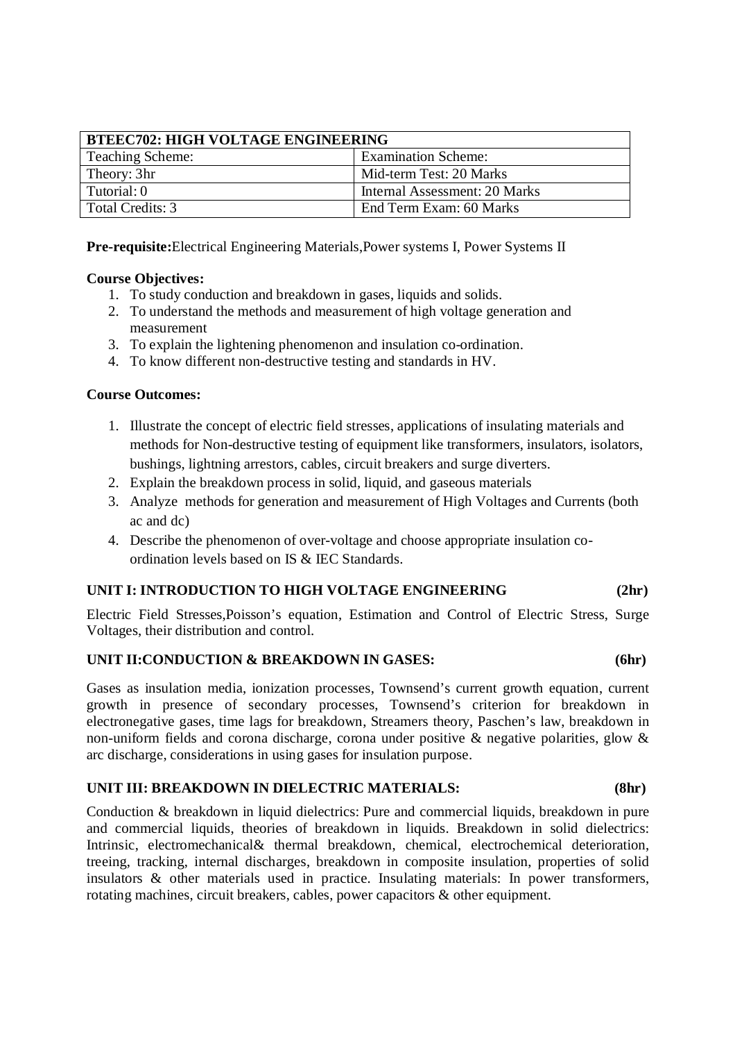| BTEEC702: HIGH VOLTAGE ENGINEERING | |
|---|---|
| Teaching Scheme: | Examination Scheme: |
| Theory: 3hr | Mid-term Test: 20 Marks |
| Tutorial: 0 | Internal Assessment: 20 Marks |
| Total Credits: 3 | End Term Exam: 60 Marks |

**Pre-requisite:**Electrical Engineering Materials,Power systems I, Power Systems II

**Course Objectives:**

1. To study conduction and breakdown in gases, liquids and solids.
2. To understand the methods and measurement of high voltage generation and measurement
3. To explain the lightening phenomenon and insulation co-ordination.
4. To know different non-destructive testing and standards in HV.

**Course Outcomes:**

1. Illustrate the concept of electric field stresses, applications of insulating materials and methods for Non-destructive testing of equipment like transformers, insulators, isolators, bushings, lightning arrestors, cables, circuit breakers and surge diverters.
2. Explain the breakdown process in solid, liquid, and gaseous materials
3. Analyze methods for generation and measurement of High Voltages and Currents (both ac and dc)
4. Describe the phenomenon of over-voltage and choose appropriate insulation co-ordination levels based on IS & IEC Standards.

**UNIT I: INTRODUCTION TO HIGH VOLTAGE ENGINEERING (2hr)**

Electric Field Stresses,Poisson's equation, Estimation and Control of Electric Stress, Surge Voltages, their distribution and control.

**UNIT II:CONDUCTION & BREAKDOWN IN GASES: (6hr)**

Gases as insulation media, ionization processes, Townsend's current growth equation, current growth in presence of secondary processes, Townsend's criterion for breakdown in electronegative gases, time lags for breakdown, Streamers theory, Paschen's law, breakdown in non-uniform fields and corona discharge, corona under positive & negative polarities, glow & arc discharge, considerations in using gases for insulation purpose.

**UNIT III: BREAKDOWN IN DIELECTRIC MATERIALS: (8hr)**

Conduction & breakdown in liquid dielectrics: Pure and commercial liquids, breakdown in pure and commercial liquids, theories of breakdown in liquids. Breakdown in solid dielectrics: Intrinsic, electromechanical& thermal breakdown, chemical, electrochemical deterioration, treeing, tracking, internal discharges, breakdown in composite insulation, properties of solid insulators & other materials used in practice. Insulating materials: In power transformers, rotating machines, circuit breakers, cables, power capacitors & other equipment.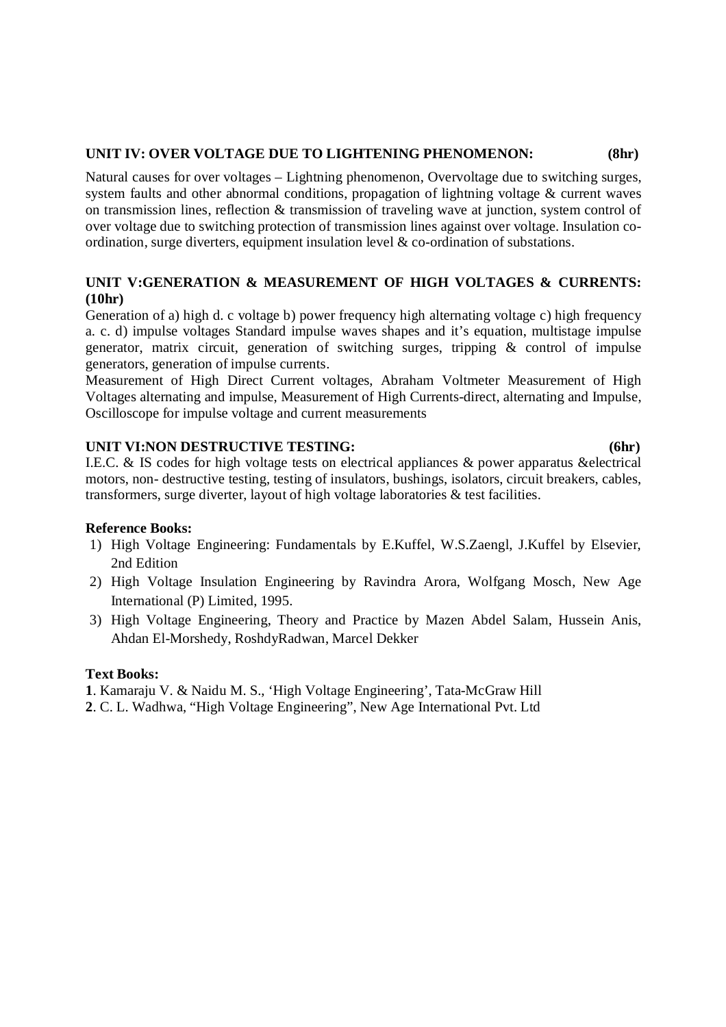**UNIT IV: OVER VOLTAGE DUE TO LIGHTENING PHENOMENON: (8hr)**

Natural causes for over voltages – Lightning phenomenon, Overvoltage due to switching surges, system faults and other abnormal conditions, propagation of lightning voltage & current waves on transmission lines, reflection & transmission of traveling wave at junction, system control of over voltage due to switching protection of transmission lines against over voltage. Insulation co-ordination, surge diverters, equipment insulation level & co-ordination of substations.

**UNIT V:GENERATION & MEASUREMENT OF HIGH VOLTAGES & CURRENTS: (10hr)**

Generation of a) high d. c voltage b) power frequency high alternating voltage c) high frequency a. c. d) impulse voltages Standard impulse waves shapes and it's equation, multistage impulse generator, matrix circuit, generation of switching surges, tripping & control of impulse generators, generation of impulse currents.

Measurement of High Direct Current voltages, Abraham Voltmeter Measurement of High Voltages alternating and impulse, Measurement of High Currents-direct, alternating and Impulse, Oscilloscope for impulse voltage and current measurements

**UNIT VI:NON DESTRUCTIVE TESTING: (6hr)**

I.E.C. & IS codes for high voltage tests on electrical appliances & power apparatus &electrical motors, non- destructive testing, testing of insulators, bushings, isolators, circuit breakers, cables, transformers, surge diverter, layout of high voltage laboratories & test facilities.

**Reference Books:**

1) High Voltage Engineering: Fundamentals by E.Kuffel, W.S.Zaengl, J.Kuffel by Elsevier, 2nd Edition
2) High Voltage Insulation Engineering by Ravindra Arora, Wolfgang Mosch, New Age International (P) Limited, 1995.
3) High Voltage Engineering, Theory and Practice by Mazen Abdel Salam, Hussein Anis, Ahdan El-Morshedy, RoshdyRadwan, Marcel Dekker

**Text Books:**

**1**. Kamaraju V. & Naidu M. S., 'High Voltage Engineering', Tata-McGraw Hill

**2**. C. L. Wadhwa, "High Voltage Engineering", New Age International Pvt. Ltd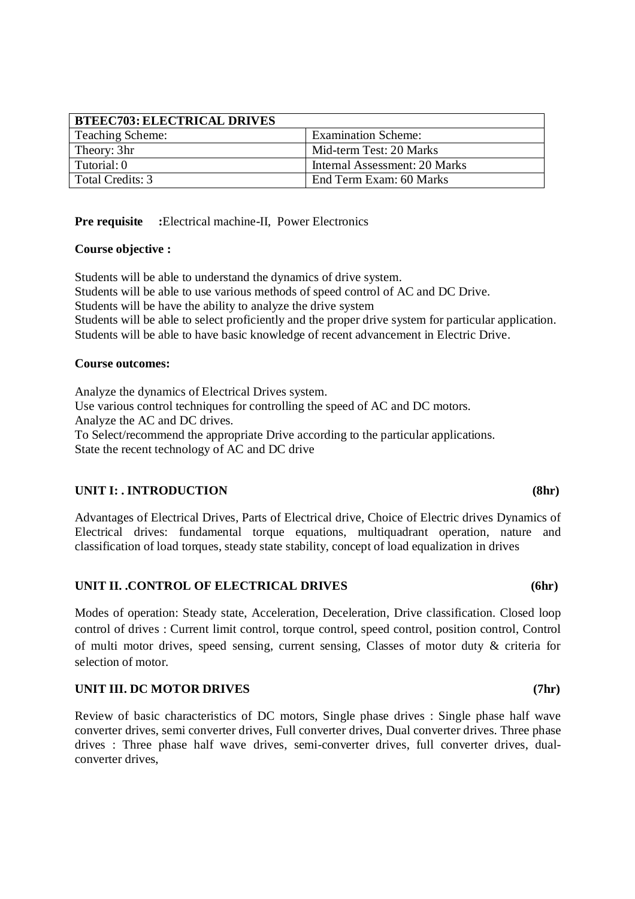| BTEEC703: ELECTRICAL DRIVES | |
|---|---|
| Teaching Scheme: | Examination Scheme: |
| Theory: 3hr | Mid-term Test: 20 Marks |
| Tutorial: 0 | Internal Assessment: 20 Marks |
| Total Credits: 3 | End Term Exam: 60 Marks |

**Pre requisite :**Electrical machine-II, Power Electronics

**Course objective :**

Students will be able to understand the dynamics of drive system.
Students will be able to use various methods of speed control of AC and DC Drive.
Students will be have the ability to analyze the drive system
Students will be able to select proficiently and the proper drive system for particular application.
Students will be able to have basic knowledge of recent advancement in Electric Drive.

**Course outcomes:**

Analyze the dynamics of Electrical Drives system.
Use various control techniques for controlling the speed of AC and DC motors.
Analyze the AC and DC drives.
To Select/recommend the appropriate Drive according to the particular applications.
State the recent technology of AC and DC drive

**UNIT I: . INTRODUCTION (8hr)**

Advantages of Electrical Drives, Parts of Electrical drive, Choice of Electric drives Dynamics of Electrical drives: fundamental torque equations, multiquadrant operation, nature and classification of load torques, steady state stability, concept of load equalization in drives

**UNIT II. .CONTROL OF ELECTRICAL DRIVES (6hr)**

Modes of operation: Steady state, Acceleration, Deceleration, Drive classification. Closed loop control of drives : Current limit control, torque control, speed control, position control, Control of multi motor drives, speed sensing, current sensing, Classes of motor duty & criteria for selection of motor.

**UNIT III. DC MOTOR DRIVES (7hr)**

Review of basic characteristics of DC motors, Single phase drives : Single phase half wave converter drives, semi converter drives, Full converter drives, Dual converter drives. Three phase drives : Three phase half wave drives, semi-converter drives, full converter drives, dual-converter drives,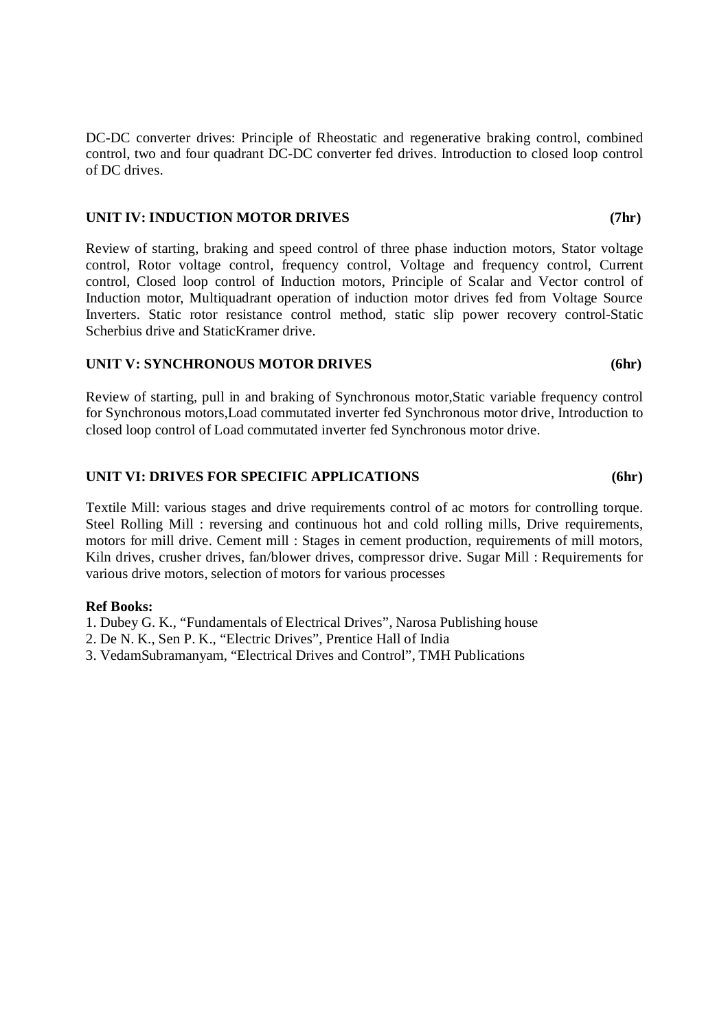DC-DC converter drives: Principle of Rheostatic and regenerative braking control, combined control, two and four quadrant DC-DC converter fed drives. Introduction to closed loop control of DC drives.

**UNIT IV: INDUCTION MOTOR DRIVES (7hr)**

Review of starting, braking and speed control of three phase induction motors, Stator voltage control, Rotor voltage control, frequency control, Voltage and frequency control, Current control, Closed loop control of Induction motors, Principle of Scalar and Vector control of Induction motor, Multiquadrant operation of induction motor drives fed from Voltage Source Inverters. Static rotor resistance control method, static slip power recovery control-Static Scherbius drive and StaticKramer drive.

**UNIT V: SYNCHRONOUS MOTOR DRIVES (6hr)**

Review of starting, pull in and braking of Synchronous motor,Static variable frequency control for Synchronous motors,Load commutated inverter fed Synchronous motor drive, Introduction to closed loop control of Load commutated inverter fed Synchronous motor drive.

**UNIT VI: DRIVES FOR SPECIFIC APPLICATIONS (6hr)**

Textile Mill: various stages and drive requirements control of ac motors for controlling torque. Steel Rolling Mill : reversing and continuous hot and cold rolling mills, Drive requirements, motors for mill drive. Cement mill : Stages in cement production, requirements of mill motors, Kiln drives, crusher drives, fan/blower drives, compressor drive. Sugar Mill : Requirements for various drive motors, selection of motors for various processes

**Ref Books:**

1. Dubey G. K., "Fundamentals of Electrical Drives", Narosa Publishing house
2. De N. K., Sen P. K., "Electric Drives", Prentice Hall of India
3. VedamSubramanyam, "Electrical Drives and Control", TMH Publications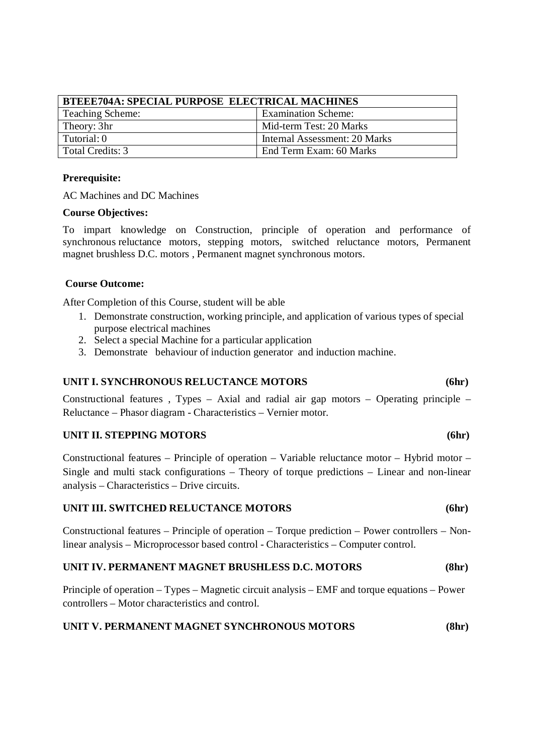| BTEEE704A: SPECIAL PURPOSE ELECTRICAL MACHINES | |
|---|---|
| Teaching Scheme: | Examination Scheme: |
| Theory: 3hr | Mid-term Test: 20 Marks |
| Tutorial: 0 | Internal Assessment: 20 Marks |
| Total Credits: 3 | End Term Exam: 60 Marks |

**Prerequisite:**

AC Machines and DC Machines

**Course Objectives:**

To impart knowledge on Construction, principle of operation and performance of synchronous reluctance motors, stepping motors, switched reluctance motors, Permanent magnet brushless D.C. motors , Permanent magnet synchronous motors.

**Course Outcome:**

After Completion of this Course, student will be able

1. Demonstrate construction, working principle, and application of various types of special purpose electrical machines
2. Select a special Machine for a particular application
3. Demonstrate behaviour of induction generator and induction machine.

**UNIT I. SYNCHRONOUS RELUCTANCE MOTORS (6hr)**

Constructional features , Types – Axial and radial air gap motors – Operating principle – Reluctance – Phasor diagram - Characteristics – Vernier motor.

**UNIT II. STEPPING MOTORS (6hr)**

Constructional features – Principle of operation – Variable reluctance motor – Hybrid motor – Single and multi stack configurations – Theory of torque predictions – Linear and non-linear analysis – Characteristics – Drive circuits.

**UNIT III. SWITCHED RELUCTANCE MOTORS (6hr)**

Constructional features – Principle of operation – Torque prediction – Power controllers – Non-linear analysis – Microprocessor based control - Characteristics – Computer control.

**UNIT IV. PERMANENT MAGNET BRUSHLESS D.C. MOTORS (8hr)**

Principle of operation – Types – Magnetic circuit analysis – EMF and torque equations – Power controllers – Motor characteristics and control.

**UNIT V. PERMANENT MAGNET SYNCHRONOUS MOTORS (8hr)**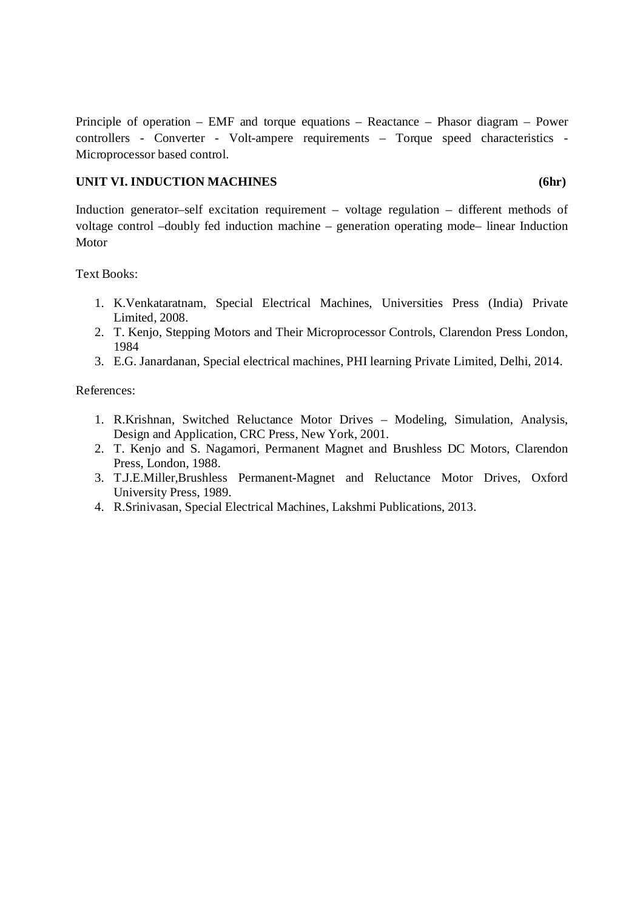Principle of operation – EMF and torque equations – Reactance – Phasor diagram – Power controllers - Converter - Volt-ampere requirements – Torque speed characteristics - Microprocessor based control.

**UNIT VI. INDUCTION MACHINES (6hr)**

Induction generator–self excitation requirement – voltage regulation – different methods of voltage control –doubly fed induction machine – generation operating mode– linear Induction Motor

Text Books:

1. K.Venkataratnam, Special Electrical Machines, Universities Press (India) Private Limited, 2008.
2. T. Kenjo, Stepping Motors and Their Microprocessor Controls, Clarendon Press London, 1984
3. E.G. Janardanan, Special electrical machines, PHI learning Private Limited, Delhi, 2014.

References:

1. R.Krishnan, Switched Reluctance Motor Drives – Modeling, Simulation, Analysis, Design and Application, CRC Press, New York, 2001.
2. T. Kenjo and S. Nagamori, Permanent Magnet and Brushless DC Motors, Clarendon Press, London, 1988.
3. T.J.E.Miller,Brushless Permanent-Magnet and Reluctance Motor Drives, Oxford University Press, 1989.
4. R.Srinivasan, Special Electrical Machines, Lakshmi Publications, 2013.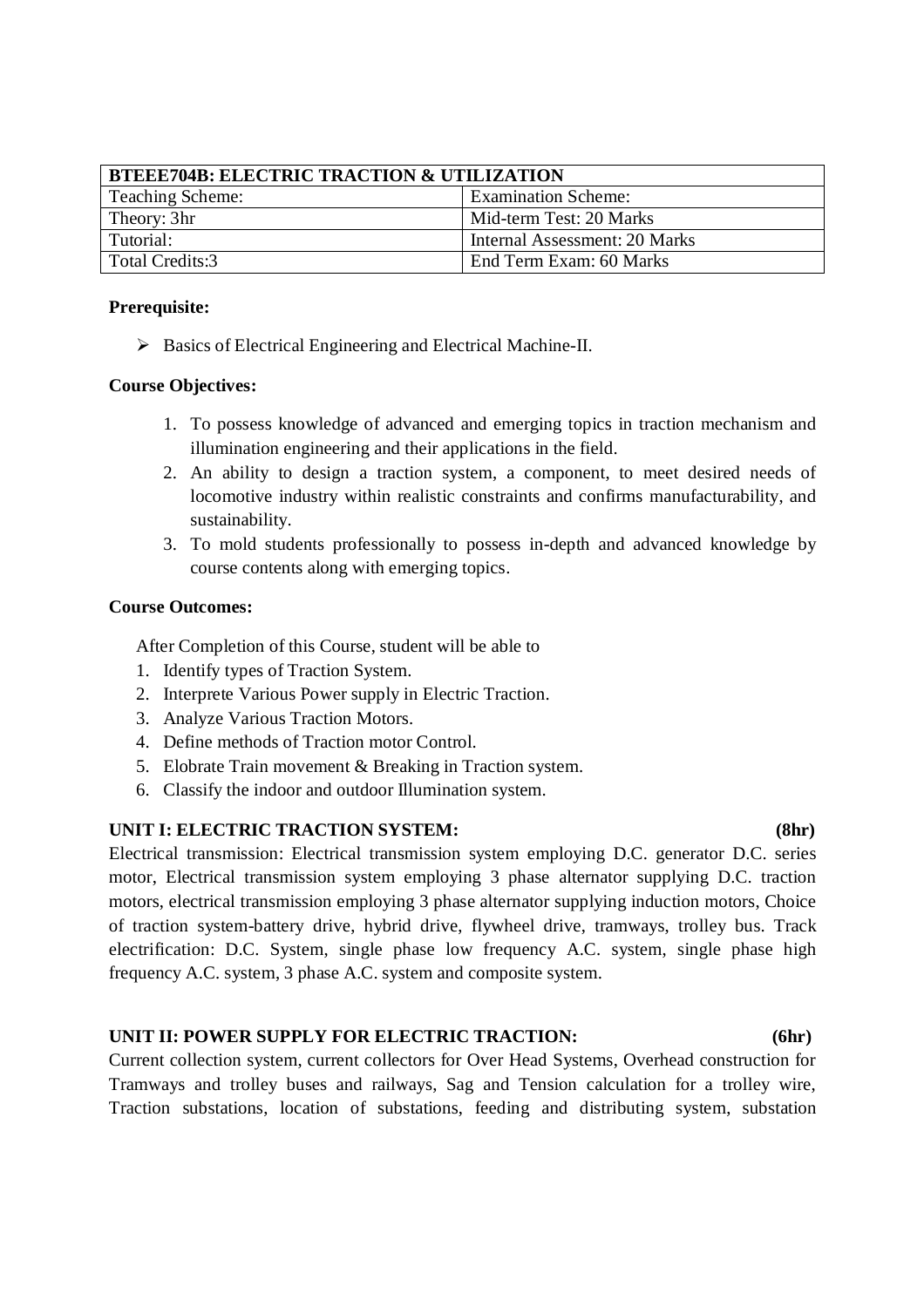| BTEEE704B: ELECTRIC TRACTION & UTILIZATION | |
|---|---|
| Teaching Scheme: | Examination Scheme: |
| Theory: 3hr | Mid-term Test: 20 Marks |
| Tutorial: | Internal Assessment: 20 Marks |
| Total Credits:3 | End Term Exam: 60 Marks |

**Prerequisite:**

- Basics of Electrical Engineering and Electrical Machine-II.

**Course Objectives:**

1. To possess knowledge of advanced and emerging topics in traction mechanism and illumination engineering and their applications in the field.
2. An ability to design a traction system, a component, to meet desired needs of locomotive industry within realistic constraints and confirms manufacturability, and sustainability.
3. To mold students professionally to possess in-depth and advanced knowledge by course contents along with emerging topics.

**Course Outcomes:**

After Completion of this Course, student will be able to

1. Identify types of Traction System.
2. Interprete Various Power supply in Electric Traction.
3. Analyze Various Traction Motors.
4. Define methods of Traction motor Control.
5. Elobrate Train movement & Breaking in Traction system.
6. Classify the indoor and outdoor Illumination system.

**UNIT I: ELECTRIC TRACTION SYSTEM: (8hr)**

Electrical transmission: Electrical transmission system employing D.C. generator D.C. series motor, Electrical transmission system employing 3 phase alternator supplying D.C. traction motors, electrical transmission employing 3 phase alternator supplying induction motors, Choice of traction system-battery drive, hybrid drive, flywheel drive, tramways, trolley bus. Track electrification: D.C. System, single phase low frequency A.C. system, single phase high frequency A.C. system, 3 phase A.C. system and composite system.

**UNIT II: POWER SUPPLY FOR ELECTRIC TRACTION: (6hr)**

Current collection system, current collectors for Over Head Systems, Overhead construction for Tramways and trolley buses and railways, Sag and Tension calculation for a trolley wire, Traction substations, location of substations, feeding and distributing system, substation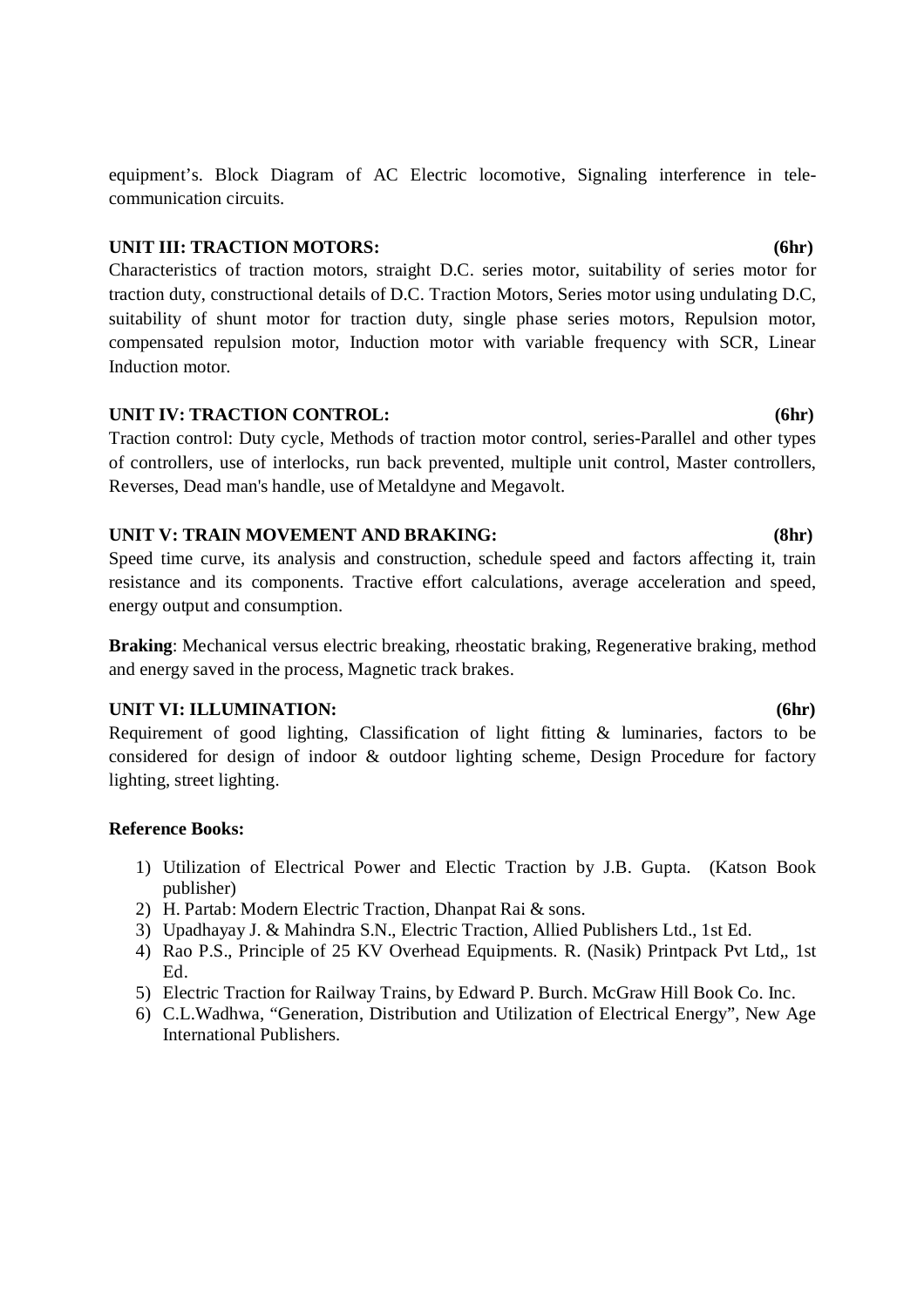equipment's. Block Diagram of AC Electric locomotive, Signaling interference in tele-communication circuits.

**UNIT III: TRACTION MOTORS: (6hr)**

Characteristics of traction motors, straight D.C. series motor, suitability of series motor for traction duty, constructional details of D.C. Traction Motors, Series motor using undulating D.C, suitability of shunt motor for traction duty, single phase series motors, Repulsion motor, compensated repulsion motor, Induction motor with variable frequency with SCR, Linear Induction motor.

**UNIT IV: TRACTION CONTROL: (6hr)**

Traction control: Duty cycle, Methods of traction motor control, series-Parallel and other types of controllers, use of interlocks, run back prevented, multiple unit control, Master controllers, Reverses, Dead man's handle, use of Metaldyne and Megavolt.

**UNIT V: TRAIN MOVEMENT AND BRAKING: (8hr)**

Speed time curve, its analysis and construction, schedule speed and factors affecting it, train resistance and its components. Tractive effort calculations, average acceleration and speed, energy output and consumption.

**Braking**: Mechanical versus electric breaking, rheostatic braking, Regenerative braking, method and energy saved in the process, Magnetic track brakes.

**UNIT VI: ILLUMINATION: (6hr)**

Requirement of good lighting, Classification of light fitting & luminaries, factors to be considered for design of indoor & outdoor lighting scheme, Design Procedure for factory lighting, street lighting.

**Reference Books:**

1) Utilization of Electrical Power and Electic Traction by J.B. Gupta. (Katson Book publisher)
2) H. Partab: Modern Electric Traction, Dhanpat Rai & sons.
3) Upadhayay J. & Mahindra S.N., Electric Traction, Allied Publishers Ltd., 1st Ed.
4) Rao P.S., Principle of 25 KV Overhead Equipments. R. (Nasik) Printpack Pvt Ltd,, 1st Ed.
5) Electric Traction for Railway Trains, by Edward P. Burch. McGraw Hill Book Co. Inc.
6) C.L.Wadhwa, "Generation, Distribution and Utilization of Electrical Energy", New Age International Publishers.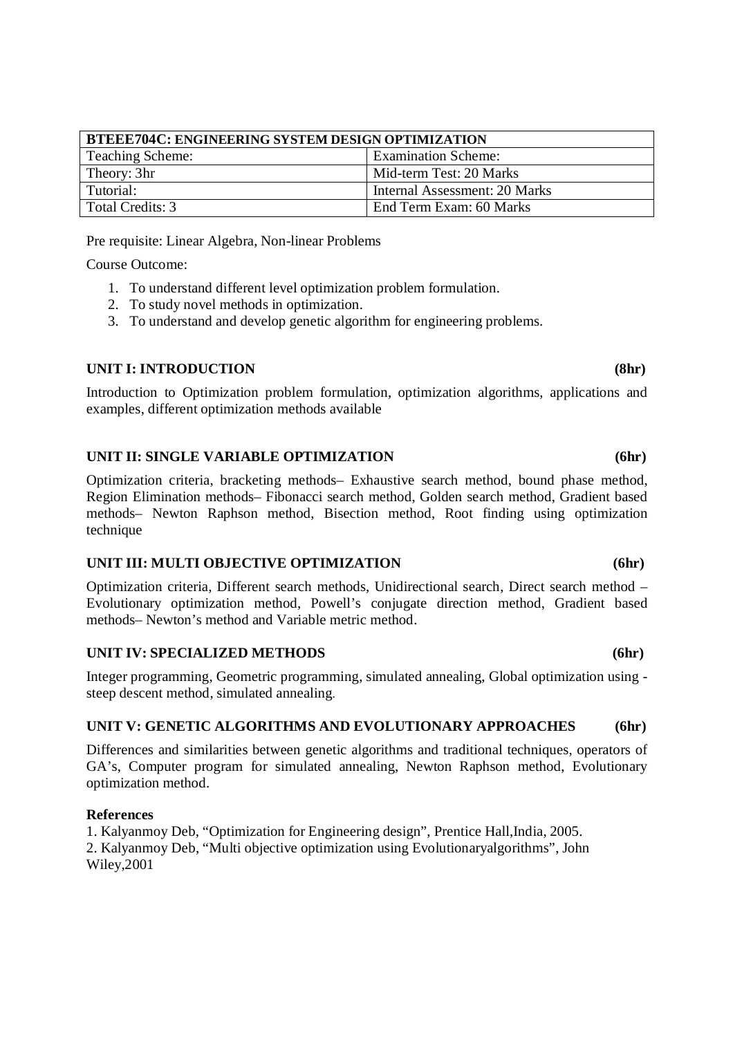| BTEEE704C: ENGINEERING SYSTEM DESIGN OPTIMIZATION | |
|---|---|
| Teaching Scheme: | Examination Scheme: |
| Theory: 3hr | Mid-term Test: 20 Marks |
| Tutorial: | Internal Assessment: 20 Marks |
| Total Credits: 3 | End Term Exam: 60 Marks |

Pre requisite: Linear Algebra, Non-linear Problems

Course Outcome:

1. To understand different level optimization problem formulation.
2. To study novel methods in optimization.
3. To understand and develop genetic algorithm for engineering problems.

**UNIT I: INTRODUCTION (8hr)**

Introduction to Optimization problem formulation, optimization algorithms, applications and examples, different optimization methods available

**UNIT II: SINGLE VARIABLE OPTIMIZATION (6hr)**

Optimization criteria, bracketing methods– Exhaustive search method, bound phase method, Region Elimination methods– Fibonacci search method, Golden search method, Gradient based methods– Newton Raphson method, Bisection method, Root finding using optimization technique

**UNIT III: MULTI OBJECTIVE OPTIMIZATION (6hr)**

Optimization criteria, Different search methods, Unidirectional search, Direct search method – Evolutionary optimization method, Powell's conjugate direction method, Gradient based methods– Newton's method and Variable metric method.

**UNIT IV: SPECIALIZED METHODS (6hr)**

Integer programming, Geometric programming, simulated annealing, Global optimization using - steep descent method, simulated annealing.

**UNIT V: GENETIC ALGORITHMS AND EVOLUTIONARY APPROACHES (6hr)**

Differences and similarities between genetic algorithms and traditional techniques, operators of GA's, Computer program for simulated annealing, Newton Raphson method, Evolutionary optimization method.

**References**

1. Kalyanmoy Deb, "Optimization for Engineering design", Prentice Hall,India, 2005.
2. Kalyanmoy Deb, "Multi objective optimization using Evolutionaryalgorithms", John Wiley,2001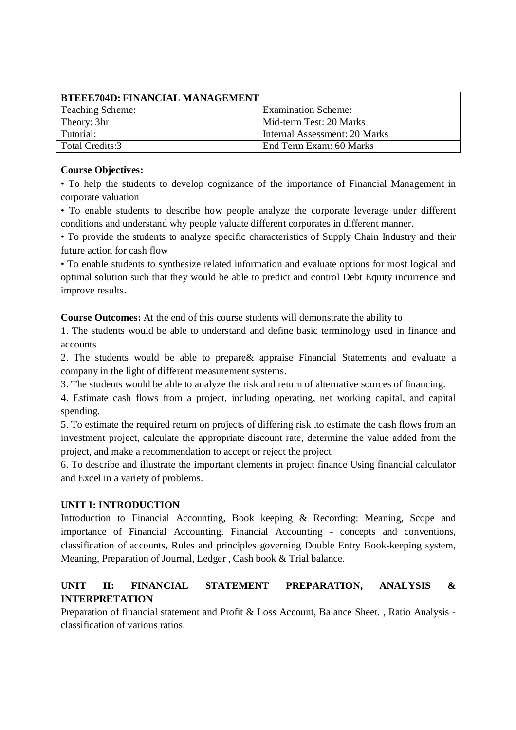| BTEEE704D: FINANCIAL MANAGEMENT | |
|---|---|
| Teaching Scheme: | Examination Scheme: |
| Theory: 3hr | Mid-term Test: 20 Marks |
| Tutorial: | Internal Assessment: 20 Marks |
| Total Credits:3 | End Term Exam: 60 Marks |

**Course Objectives:**

• To help the students to develop cognizance of the importance of Financial Management in corporate valuation

• To enable students to describe how people analyze the corporate leverage under different conditions and understand why people valuate different corporates in different manner.

• To provide the students to analyze specific characteristics of Supply Chain Industry and their future action for cash flow

• To enable students to synthesize related information and evaluate options for most logical and optimal solution such that they would be able to predict and control Debt Equity incurrence and improve results.

**Course Outcomes:** At the end of this course students will demonstrate the ability to

1. The students would be able to understand and define basic terminology used in finance and accounts
2. The students would be able to prepare& appraise Financial Statements and evaluate a company in the light of different measurement systems.
3. The students would be able to analyze the risk and return of alternative sources of financing.
4. Estimate cash flows from a project, including operating, net working capital, and capital spending.
5. To estimate the required return on projects of differing risk ,to estimate the cash flows from an investment project, calculate the appropriate discount rate, determine the value added from the project, and make a recommendation to accept or reject the project
6. To describe and illustrate the important elements in project finance Using financial calculator and Excel in a variety of problems.

**UNIT I: INTRODUCTION**

Introduction to Financial Accounting, Book keeping & Recording: Meaning, Scope and importance of Financial Accounting. Financial Accounting - concepts and conventions, classification of accounts, Rules and principles governing Double Entry Book-keeping system, Meaning, Preparation of Journal, Ledger , Cash book & Trial balance.

**UNIT II: FINANCIAL STATEMENT PREPARATION, ANALYSIS & INTERPRETATION**

Preparation of financial statement and Profit & Loss Account, Balance Sheet. , Ratio Analysis - classification of various ratios.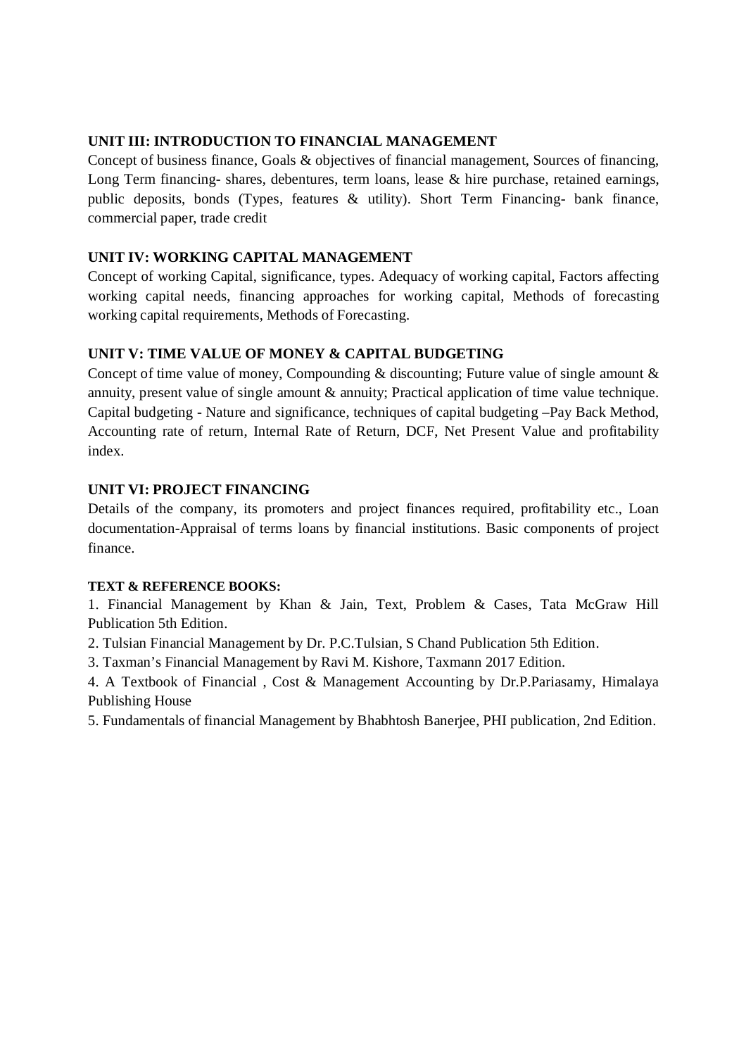### UNIT III: INTRODUCTION TO FINANCIAL MANAGEMENT

Concept of business finance, Goals & objectives of financial management, Sources of financing, Long Term financing- shares, debentures, term loans, lease & hire purchase, retained earnings, public deposits, bonds (Types, features & utility). Short Term Financing- bank finance, commercial paper, trade credit

### UNIT IV: WORKING CAPITAL MANAGEMENT

Concept of working Capital, significance, types. Adequacy of working capital, Factors affecting working capital needs, financing approaches for working capital, Methods of forecasting working capital requirements, Methods of Forecasting.

### UNIT V: TIME VALUE OF MONEY & CAPITAL BUDGETING

Concept of time value of money, Compounding & discounting; Future value of single amount & annuity, present value of single amount & annuity; Practical application of time value technique. Capital budgeting - Nature and significance, techniques of capital budgeting –Pay Back Method, Accounting rate of return, Internal Rate of Return, DCF, Net Present Value and profitability index.

### UNIT VI: PROJECT FINANCING

Details of the company, its promoters and project finances required, profitability etc., Loan documentation-Appraisal of terms loans by financial institutions. Basic components of project finance.

#### TEXT & REFERENCE BOOKS:

1. Financial Management by Khan & Jain, Text, Problem & Cases, Tata McGraw Hill Publication 5th Edition.
2. Tulsian Financial Management by Dr. P.C.Tulsian, S Chand Publication 5th Edition.
3. Taxman's Financial Management by Ravi M. Kishore, Taxmann 2017 Edition.
4. A Textbook of Financial , Cost & Management Accounting by Dr.P.Pariasamy, Himalaya Publishing House
5. Fundamentals of financial Management by Bhabhtosh Banerjee, PHI publication, 2nd Edition.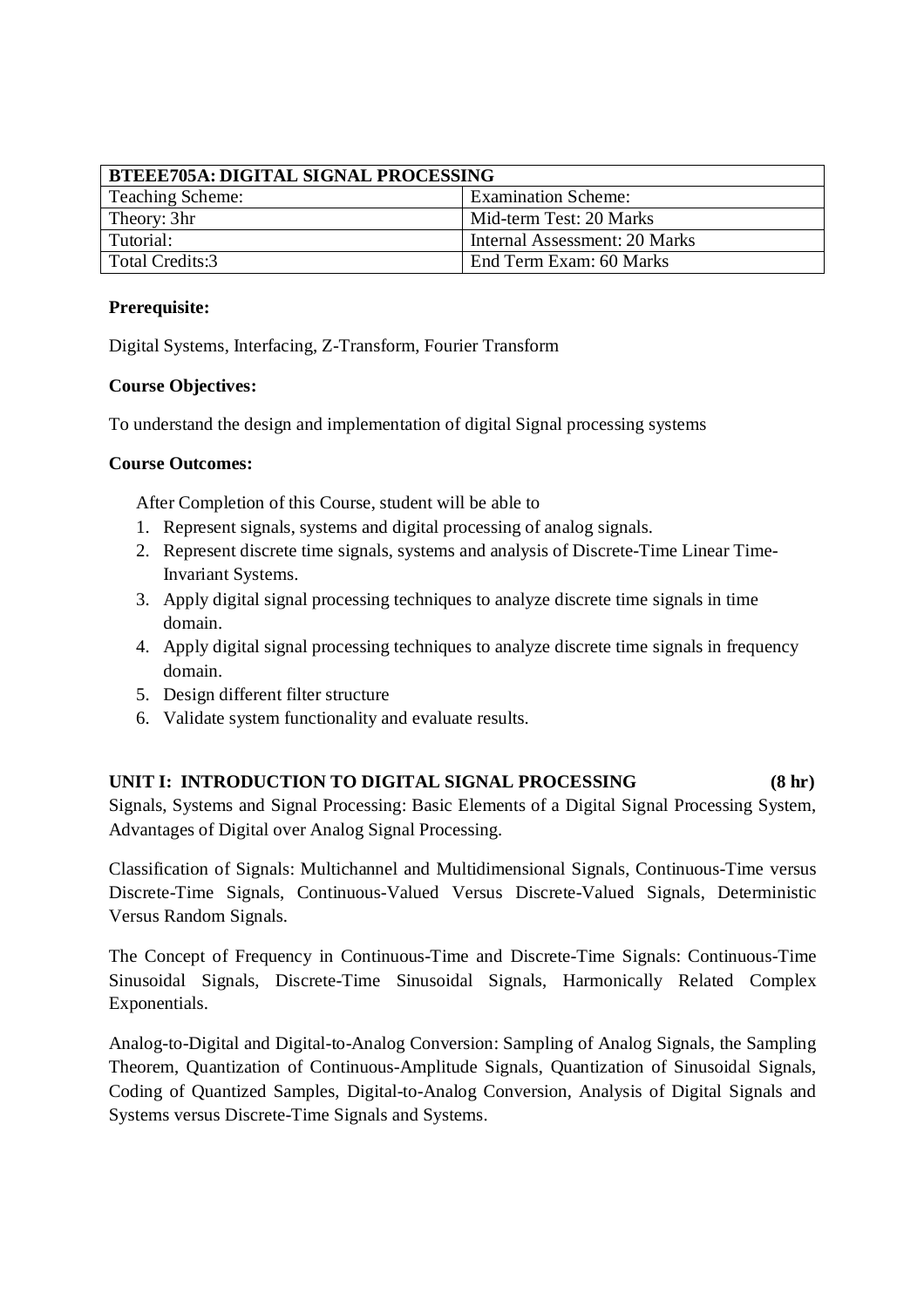| BTEEE705A: DIGITAL SIGNAL PROCESSING | |
|---|---|
| Teaching Scheme: | Examination Scheme: |
| Theory: 3hr | Mid-term Test: 20 Marks |
| Tutorial: | Internal Assessment: 20 Marks |
| Total Credits:3 | End Term Exam: 60 Marks |

**Prerequisite:**

Digital Systems, Interfacing, Z-Transform, Fourier Transform

**Course Objectives:**

To understand the design and implementation of digital Signal processing systems

**Course Outcomes:**

After Completion of this Course, student will be able to

1. Represent signals, systems and digital processing of analog signals.
2. Represent discrete time signals, systems and analysis of Discrete-Time Linear Time-Invariant Systems.
3. Apply digital signal processing techniques to analyze discrete time signals in time domain.
4. Apply digital signal processing techniques to analyze discrete time signals in frequency domain.
5. Design different filter structure
6. Validate system functionality and evaluate results.

**UNIT I: INTRODUCTION TO DIGITAL SIGNAL PROCESSING (8 hr)**

Signals, Systems and Signal Processing: Basic Elements of a Digital Signal Processing System, Advantages of Digital over Analog Signal Processing.

Classification of Signals: Multichannel and Multidimensional Signals, Continuous-Time versus Discrete-Time Signals, Continuous-Valued Versus Discrete-Valued Signals, Deterministic Versus Random Signals.

The Concept of Frequency in Continuous-Time and Discrete-Time Signals: Continuous-Time Sinusoidal Signals, Discrete-Time Sinusoidal Signals, Harmonically Related Complex Exponentials.

Analog-to-Digital and Digital-to-Analog Conversion: Sampling of Analog Signals, the Sampling Theorem, Quantization of Continuous-Amplitude Signals, Quantization of Sinusoidal Signals, Coding of Quantized Samples, Digital-to-Analog Conversion, Analysis of Digital Signals and Systems versus Discrete-Time Signals and Systems.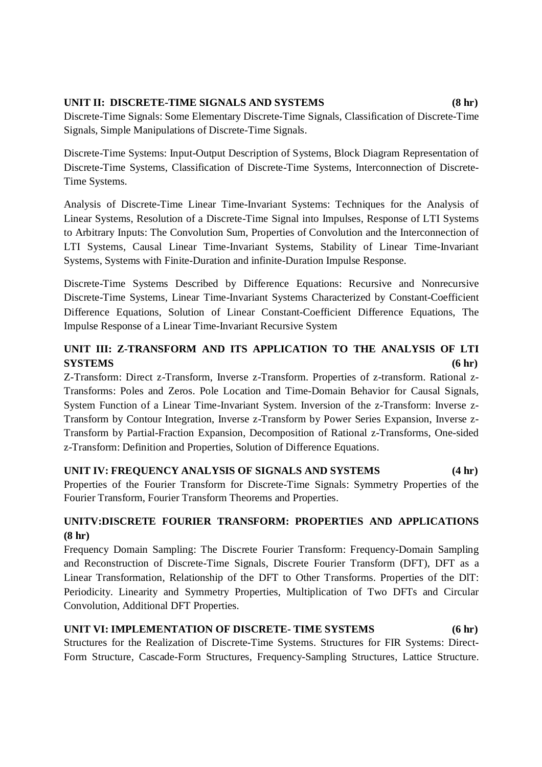**UNIT II: DISCRETE-TIME SIGNALS AND SYSTEMS (8 hr)**

Discrete-Time Signals: Some Elementary Discrete-Time Signals, Classification of Discrete-Time Signals, Simple Manipulations of Discrete-Time Signals.

Discrete-Time Systems: Input-Output Description of Systems, Block Diagram Representation of Discrete-Time Systems, Classification of Discrete-Time Systems, Interconnection of Discrete-Time Systems.

Analysis of Discrete-Time Linear Time-Invariant Systems: Techniques for the Analysis of Linear Systems, Resolution of a Discrete-Time Signal into Impulses, Response of LTI Systems to Arbitrary Inputs: The Convolution Sum, Properties of Convolution and the Interconnection of LTI Systems, Causal Linear Time-Invariant Systems, Stability of Linear Time-Invariant Systems, Systems with Finite-Duration and infinite-Duration Impulse Response.

Discrete-Time Systems Described by Difference Equations: Recursive and Nonrecursive Discrete-Time Systems, Linear Time-Invariant Systems Characterized by Constant-Coefficient Difference Equations, Solution of Linear Constant-Coefficient Difference Equations, The Impulse Response of a Linear Time-Invariant Recursive System

**UNIT III: Z-TRANSFORM AND ITS APPLICATION TO THE ANALYSIS OF LTI SYSTEMS (6 hr)**

Z-Transform: Direct z-Transform, Inverse z-Transform. Properties of z-transform. Rational z-Transforms: Poles and Zeros. Pole Location and Time-Domain Behavior for Causal Signals, System Function of a Linear Time-Invariant System. Inversion of the z-Transform: Inverse z-Transform by Contour Integration, Inverse z-Transform by Power Series Expansion, Inverse z-Transform by Partial-Fraction Expansion, Decomposition of Rational z-Transforms, One-sided z-Transform: Definition and Properties, Solution of Difference Equations.

**UNIT IV: FREQUENCY ANALYSIS OF SIGNALS AND SYSTEMS (4 hr)**

Properties of the Fourier Transform for Discrete-Time Signals: Symmetry Properties of the Fourier Transform, Fourier Transform Theorems and Properties.

**UNITV:DISCRETE FOURIER TRANSFORM: PROPERTIES AND APPLICATIONS (8 hr)**

Frequency Domain Sampling: The Discrete Fourier Transform: Frequency-Domain Sampling and Reconstruction of Discrete-Time Signals, Discrete Fourier Transform (DFT), DFT as a Linear Transformation, Relationship of the DFT to Other Transforms. Properties of the DlT: Periodicity. Linearity and Symmetry Properties, Multiplication of Two DFTs and Circular Convolution, Additional DFT Properties.

**UNIT VI: IMPLEMENTATION OF DISCRETE- TIME SYSTEMS (6 hr)**

Structures for the Realization of Discrete-Time Systems. Structures for FIR Systems: Direct-Form Structure, Cascade-Form Structures, Frequency-Sampling Structures, Lattice Structure.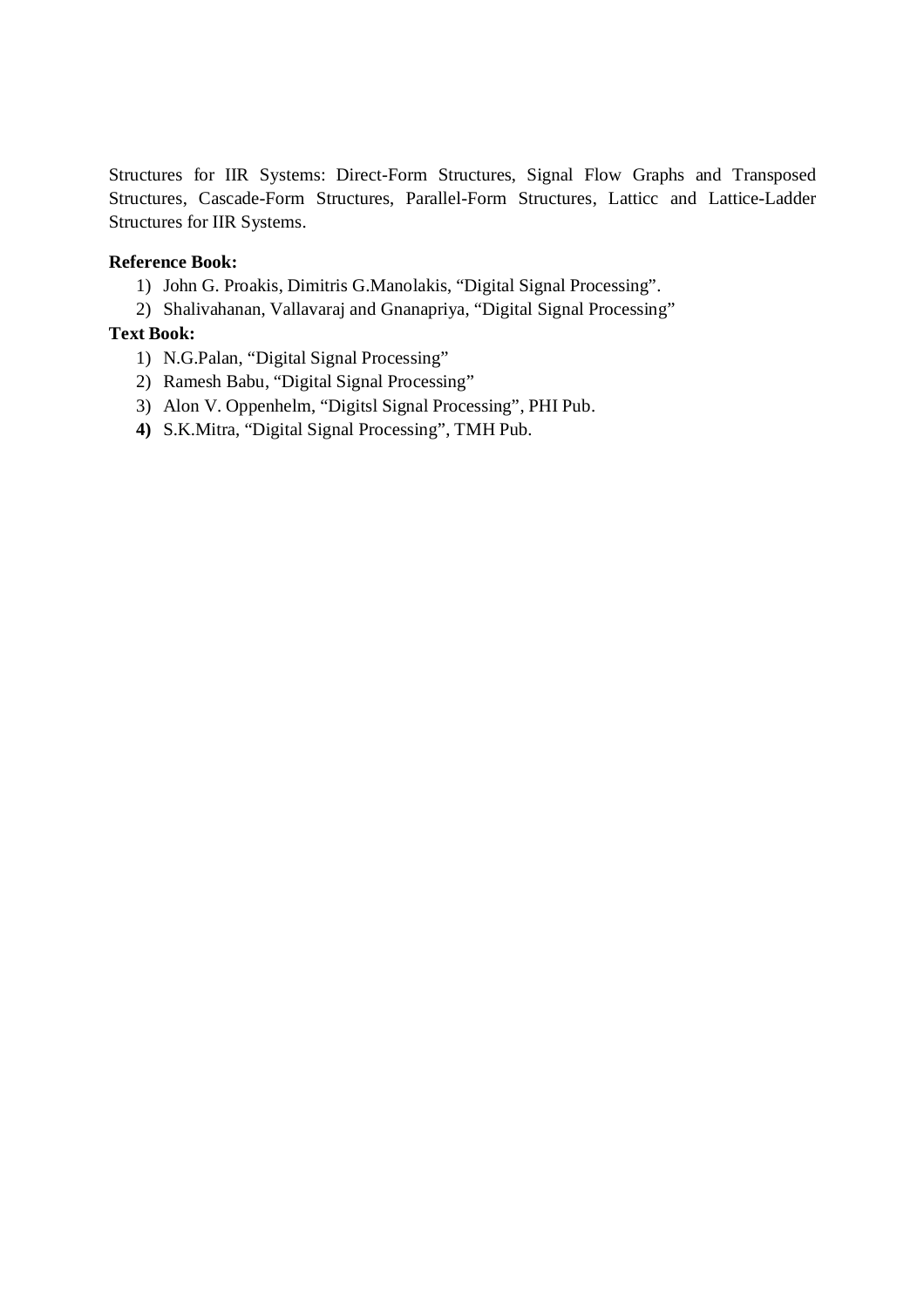Structures for IIR Systems: Direct-Form Structures, Signal Flow Graphs and Transposed Structures, Cascade-Form Structures, Parallel-Form Structures, Latticc and Lattice-Ladder Structures for IIR Systems.

**Reference Book:**

1) John G. Proakis, Dimitris G.Manolakis, "Digital Signal Processing".
2) Shalivahanan, Vallavaraj and Gnanapriya, "Digital Signal Processing"

**Text Book:**

1) N.G.Palan, "Digital Signal Processing"
2) Ramesh Babu, "Digital Signal Processing"
3) Alon V. Oppenhelm, "Digitsl Signal Processing", PHI Pub.
4) S.K.Mitra, "Digital Signal Processing", TMH Pub.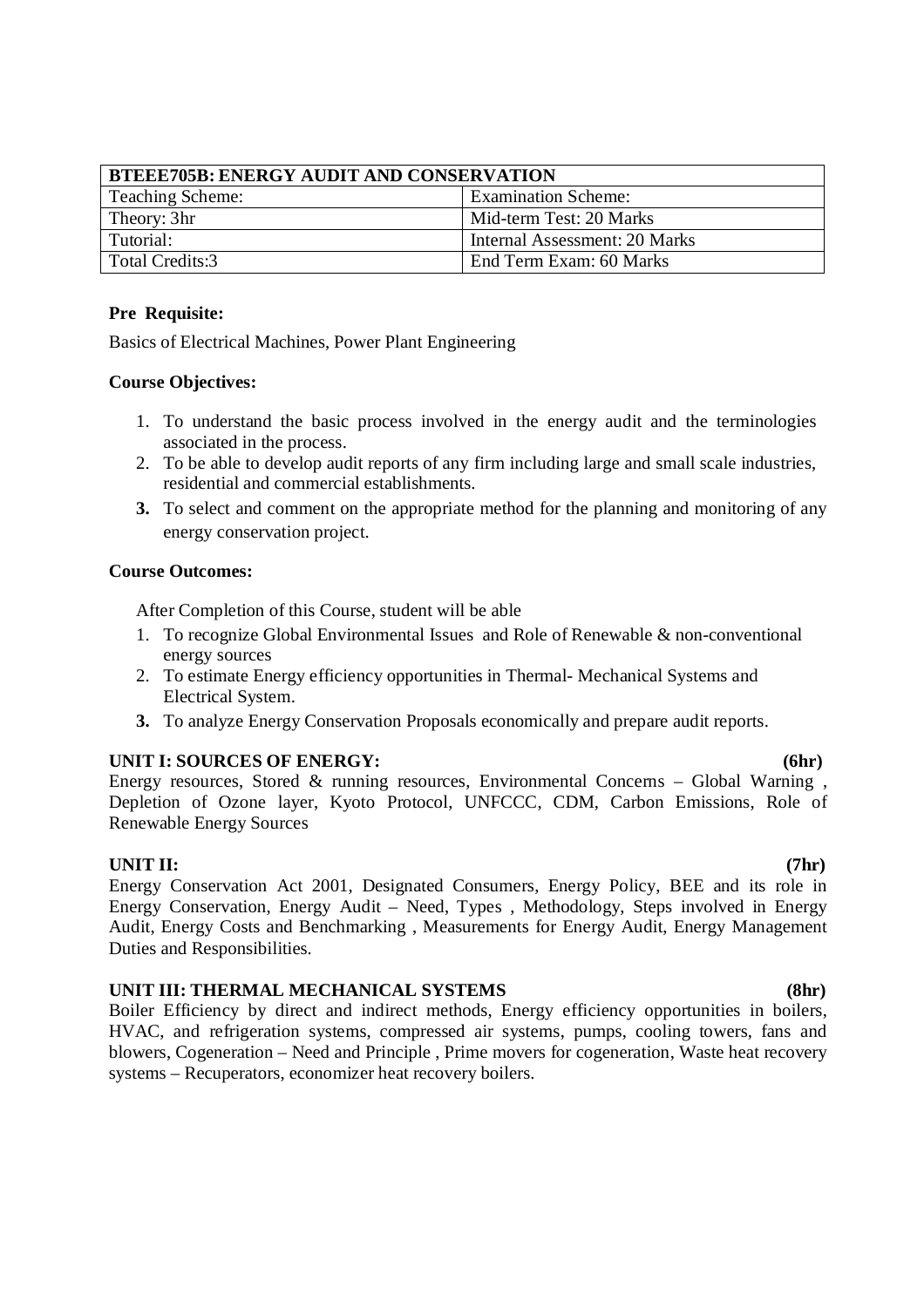| BTEEE705B: ENERGY AUDIT AND CONSERVATION | |
|---|---|
| Teaching Scheme: | Examination Scheme: |
| Theory: 3hr | Mid-term Test: 20 Marks |
| Tutorial: | Internal Assessment: 20 Marks |
| Total Credits:3 | End Term Exam: 60 Marks |

**Pre Requisite:**

Basics of Electrical Machines, Power Plant Engineering

**Course Objectives:**

1. To understand the basic process involved in the energy audit and the terminologies associated in the process.
2. To be able to develop audit reports of any firm including large and small scale industries, residential and commercial establishments.
3. To select and comment on the appropriate method for the planning and monitoring of any energy conservation project.

**Course Outcomes:**

After Completion of this Course, student will be able

1. To recognize Global Environmental Issues and Role of Renewable & non-conventional energy sources
2. To estimate Energy efficiency opportunities in Thermal- Mechanical Systems and Electrical System.
3. To analyze Energy Conservation Proposals economically and prepare audit reports.

**UNIT I: SOURCES OF ENERGY: (6hr)**

Energy resources, Stored & running resources, Environmental Concerns – Global Warning , Depletion of Ozone layer, Kyoto Protocol, UNFCCC, CDM, Carbon Emissions, Role of Renewable Energy Sources

**UNIT II: (7hr)**

Energy Conservation Act 2001, Designated Consumers, Energy Policy, BEE and its role in Energy Conservation, Energy Audit – Need, Types , Methodology, Steps involved in Energy Audit, Energy Costs and Benchmarking , Measurements for Energy Audit, Energy Management Duties and Responsibilities.

**UNIT III: THERMAL MECHANICAL SYSTEMS (8hr)**

Boiler Efficiency by direct and indirect methods, Energy efficiency opportunities in boilers, HVAC, and refrigeration systems, compressed air systems, pumps, cooling towers, fans and blowers, Cogeneration – Need and Principle , Prime movers for cogeneration, Waste heat recovery systems – Recuperators, economizer heat recovery boilers.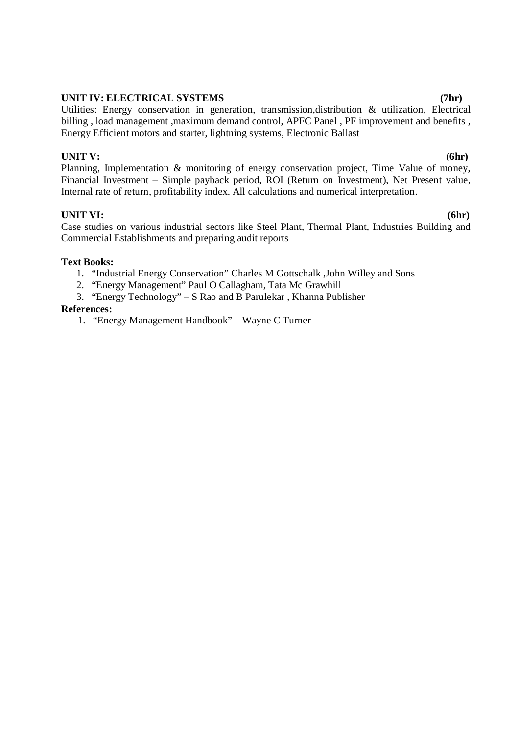**UNIT IV: ELECTRICAL SYSTEMS (7hr)**

Utilities: Energy conservation in generation, transmission,distribution & utilization, Electrical billing , load management ,maximum demand control, APFC Panel , PF improvement and benefits , Energy Efficient motors and starter, lightning systems, Electronic Ballast

**UNIT V: (6hr)**

Planning, Implementation & monitoring of energy conservation project, Time Value of money, Financial Investment – Simple payback period, ROI (Return on Investment), Net Present value, Internal rate of return, profitability index. All calculations and numerical interpretation.

**UNIT VI: (6hr)**

Case studies on various industrial sectors like Steel Plant, Thermal Plant, Industries Building and Commercial Establishments and preparing audit reports

**Text Books:**

1. "Industrial Energy Conservation" Charles M Gottschalk ,John Willey and Sons
2. "Energy Management" Paul O Callagham, Tata Mc Grawhill
3. "Energy Technology" – S Rao and B Parulekar , Khanna Publisher

**References:**

1. "Energy Management Handbook" – Wayne C Turner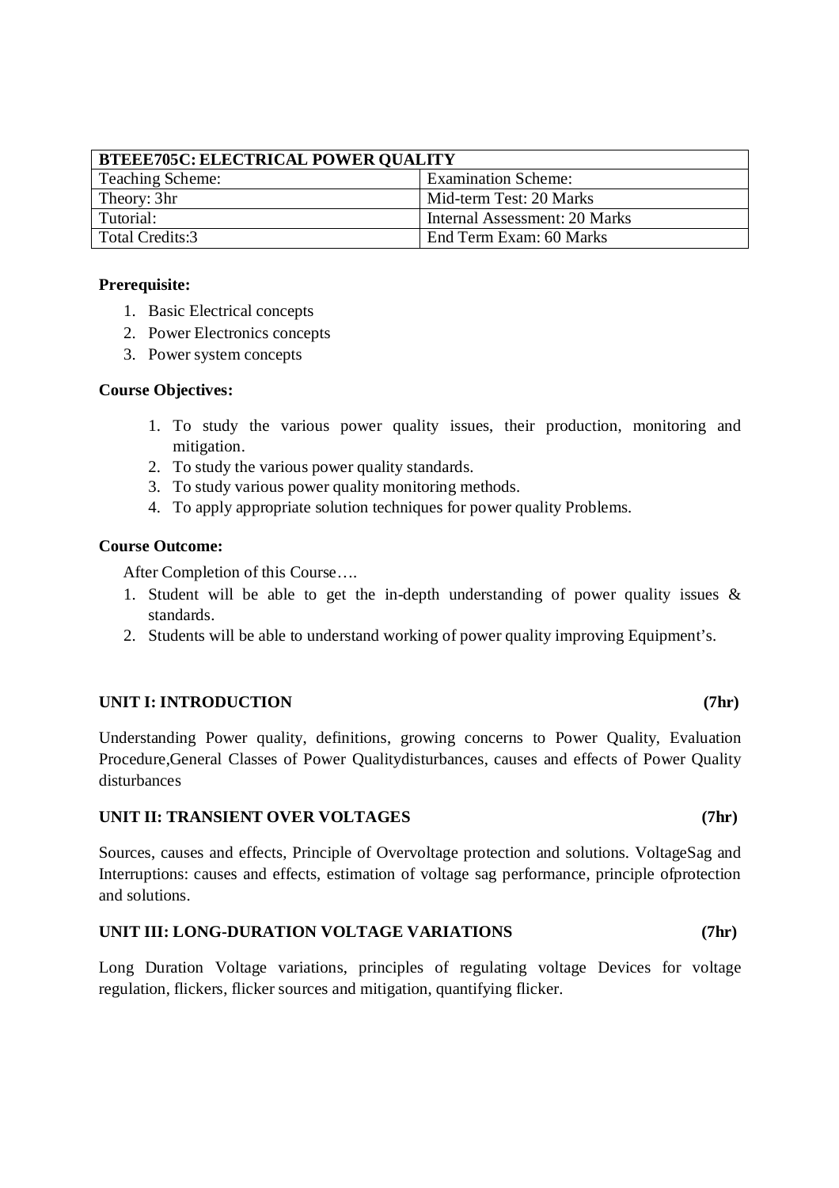| BTEEE705C: ELECTRICAL POWER QUALITY | |
|---|---|
| Teaching Scheme: | Examination Scheme: |
| Theory: 3hr | Mid-term Test: 20 Marks |
| Tutorial: | Internal Assessment: 20 Marks |
| Total Credits:3 | End Term Exam: 60 Marks |

**Prerequisite:**

1. Basic Electrical concepts
2. Power Electronics concepts
3. Power system concepts

**Course Objectives:**

1. To study the various power quality issues, their production, monitoring and mitigation.
2. To study the various power quality standards.
3. To study various power quality monitoring methods.
4. To apply appropriate solution techniques for power quality Problems.

**Course Outcome:**

After Completion of this Course….

1. Student will be able to get the in-depth understanding of power quality issues & standards.
2. Students will be able to understand working of power quality improving Equipment's.

**UNIT I: INTRODUCTION (7hr)**

Understanding Power quality, definitions, growing concerns to Power Quality, Evaluation Procedure,General Classes of Power Qualitydisturbances, causes and effects of Power Quality disturbances

**UNIT II: TRANSIENT OVER VOLTAGES (7hr)**

Sources, causes and effects, Principle of Overvoltage protection and solutions. VoltageSag and Interruptions: causes and effects, estimation of voltage sag performance, principle ofprotection and solutions.

**UNIT III: LONG-DURATION VOLTAGE VARIATIONS (7hr)**

Long Duration Voltage variations, principles of regulating voltage Devices for voltage regulation, flickers, flicker sources and mitigation, quantifying flicker.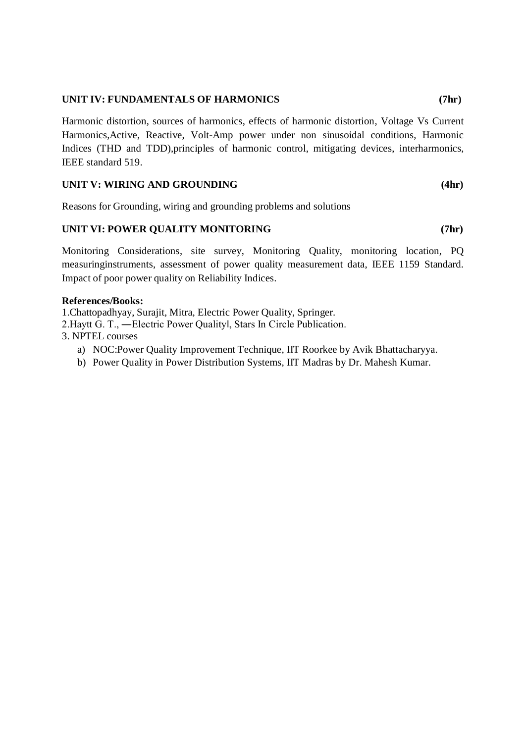**UNIT IV: FUNDAMENTALS OF HARMONICS (7hr)**

Harmonic distortion, sources of harmonics, effects of harmonic distortion, Voltage Vs Current Harmonics,Active, Reactive, Volt-Amp power under non sinusoidal conditions, Harmonic Indices (THD and TDD),principles of harmonic control, mitigating devices, interharmonics, IEEE standard 519.

**UNIT V: WIRING AND GROUNDING (4hr)**

Reasons for Grounding, wiring and grounding problems and solutions

**UNIT VI: POWER QUALITY MONITORING (7hr)**

Monitoring Considerations, site survey, Monitoring Quality, monitoring location, PQ measuringinstruments, assessment of power quality measurement data, IEEE 1159 Standard. Impact of poor power quality on Reliability Indices.

**References/Books:**

1.Chattopadhyay, Surajit, Mitra, Electric Power Quality, Springer.

2.Haytt G. T., ―Electric Power Quality‖, Stars In Circle Publication.

3. NPTEL courses

a) NOC:Power Quality Improvement Technique, IIT Roorkee by Avik Bhattacharyya.

b) Power Quality in Power Distribution Systems, IIT Madras by Dr. Mahesh Kumar.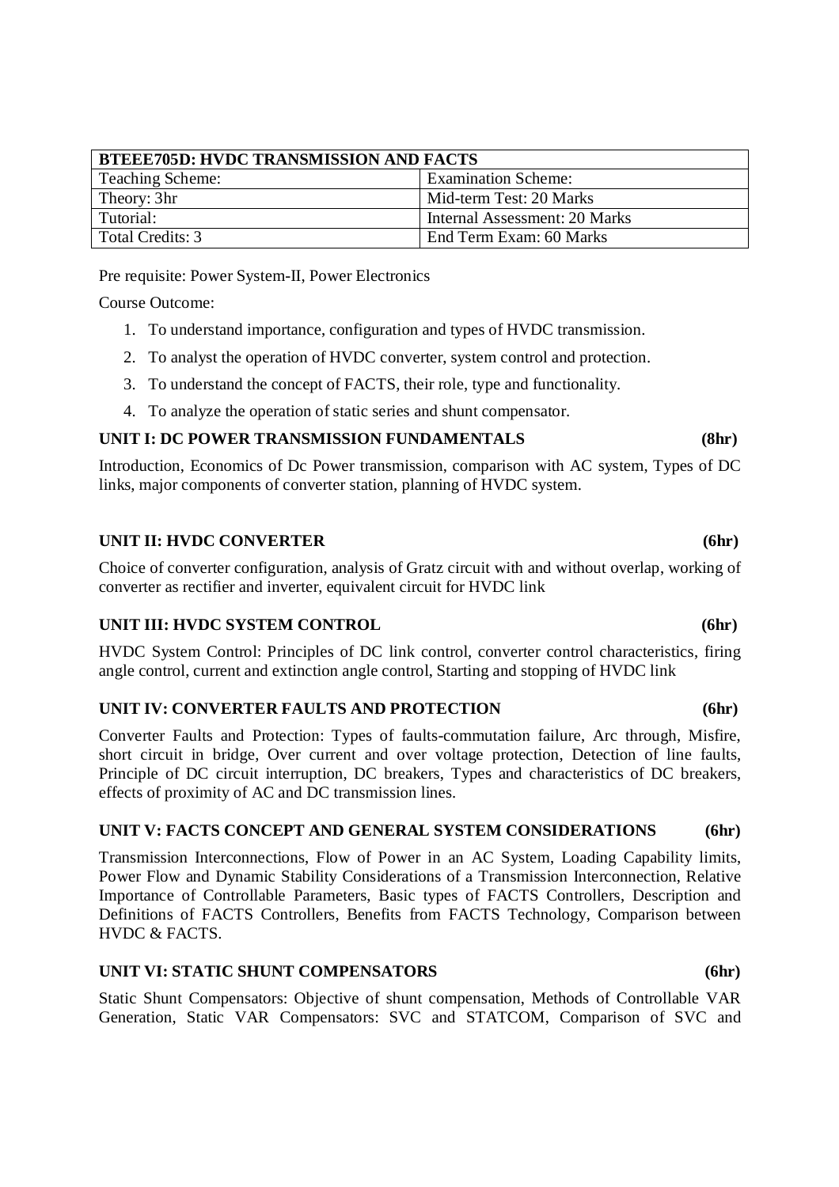| BTEEE705D: HVDC TRANSMISSION AND FACTS | |
|---|---|
| Teaching Scheme: | Examination Scheme: |
| Theory: 3hr | Mid-term Test: 20 Marks |
| Tutorial: | Internal Assessment: 20 Marks |
| Total Credits: 3 | End Term Exam: 60 Marks |

Pre requisite: Power System-II, Power Electronics

Course Outcome:

1. To understand importance, configuration and types of HVDC transmission.
2. To analyst the operation of HVDC converter, system control and protection.
3. To understand the concept of FACTS, their role, type and functionality.
4. To analyze the operation of static series and shunt compensator.

**UNIT I: DC POWER TRANSMISSION FUNDAMENTALS (8hr)**

Introduction, Economics of Dc Power transmission, comparison with AC system, Types of DC links, major components of converter station, planning of HVDC system.

**UNIT II: HVDC CONVERTER (6hr)**

Choice of converter configuration, analysis of Gratz circuit with and without overlap, working of converter as rectifier and inverter, equivalent circuit for HVDC link

**UNIT III: HVDC SYSTEM CONTROL (6hr)**

HVDC System Control: Principles of DC link control, converter control characteristics, firing angle control, current and extinction angle control, Starting and stopping of HVDC link

**UNIT IV: CONVERTER FAULTS AND PROTECTION (6hr)**

Converter Faults and Protection: Types of faults-commutation failure, Arc through, Misfire, short circuit in bridge, Over current and over voltage protection, Detection of line faults, Principle of DC circuit interruption, DC breakers, Types and characteristics of DC breakers, effects of proximity of AC and DC transmission lines.

**UNIT V: FACTS CONCEPT AND GENERAL SYSTEM CONSIDERATIONS (6hr)**

Transmission Interconnections, Flow of Power in an AC System, Loading Capability limits, Power Flow and Dynamic Stability Considerations of a Transmission Interconnection, Relative Importance of Controllable Parameters, Basic types of FACTS Controllers, Description and Definitions of FACTS Controllers, Benefits from FACTS Technology, Comparison between HVDC & FACTS.

**UNIT VI: STATIC SHUNT COMPENSATORS (6hr)**

Static Shunt Compensators: Objective of shunt compensation, Methods of Controllable VAR Generation, Static VAR Compensators: SVC and STATCOM, Comparison of SVC and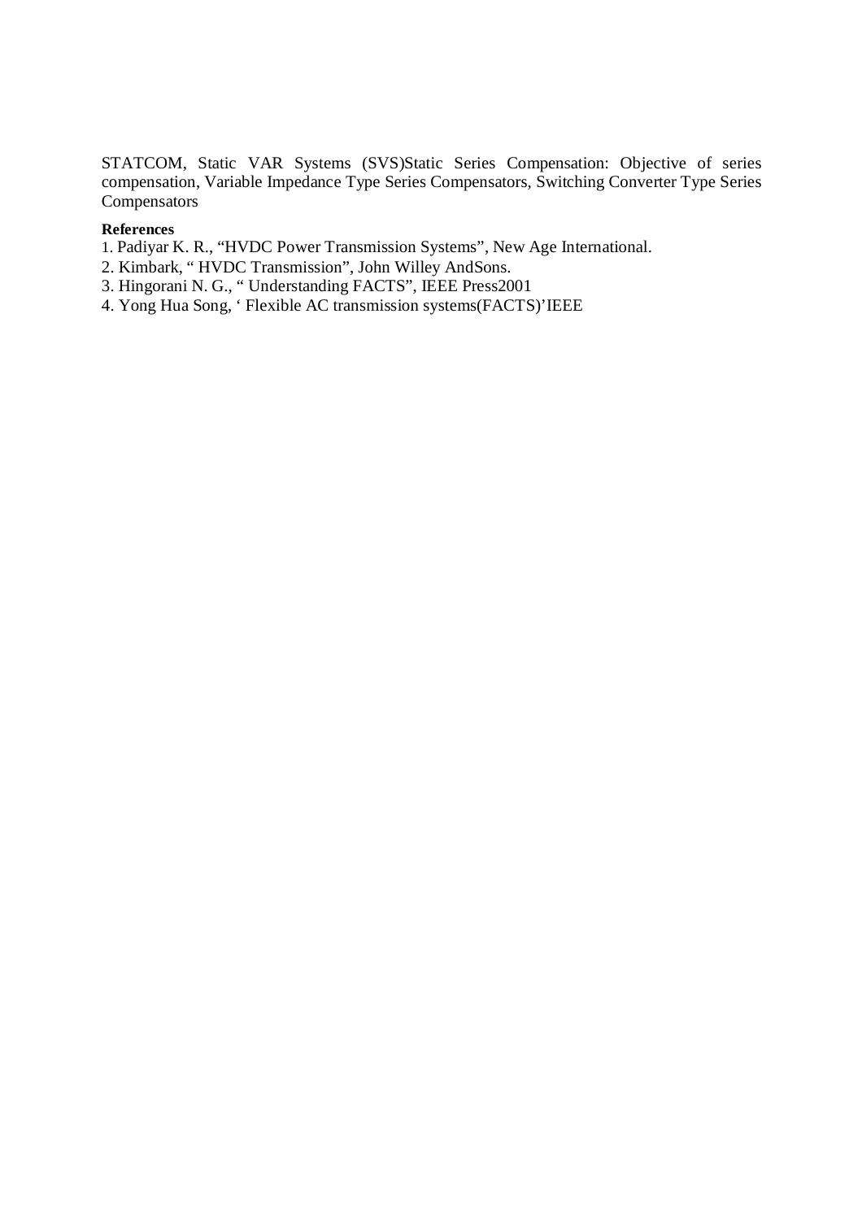STATCOM, Static VAR Systems (SVS)Static Series Compensation: Objective of series compensation, Variable Impedance Type Series Compensators, Switching Converter Type Series Compensators

**References**

1. Padiyar K. R., "HVDC Power Transmission Systems", New Age International.
2. Kimbark, " HVDC Transmission", John Willey AndSons.
3. Hingorani N. G., " Understanding FACTS", IEEE Press2001
4. Yong Hua Song, ' Flexible AC transmission systems(FACTS)'IEEE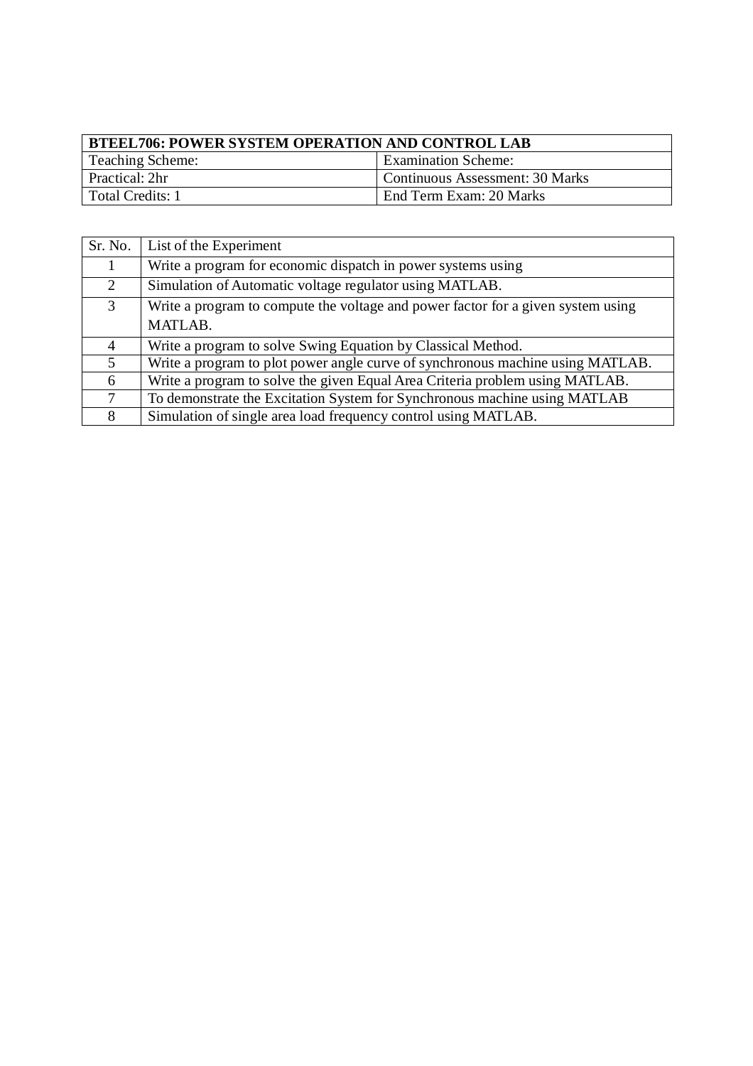| **BTEEL706: POWER SYSTEM OPERATION AND CONTROL LAB** | |
|---|---|
| Teaching Scheme: | Examination Scheme: |
| Practical: 2hr | Continuous Assessment: 30 Marks |
| Total Credits: 1 | End Term Exam: 20 Marks |

| Sr. No. | List of the Experiment |
|---|---|
| 1 | Write a program for economic dispatch in power systems using |
| 2 | Simulation of Automatic voltage regulator using MATLAB. |
| 3 | Write a program to compute the voltage and power factor for a given system using MATLAB. |
| 4 | Write a program to solve Swing Equation by Classical Method. |
| 5 | Write a program to plot power angle curve of synchronous machine using MATLAB. |
| 6 | Write a program to solve the given Equal Area Criteria problem using MATLAB. |
| 7 | To demonstrate the Excitation System for Synchronous machine using MATLAB |
| 8 | Simulation of single area load frequency control using MATLAB. |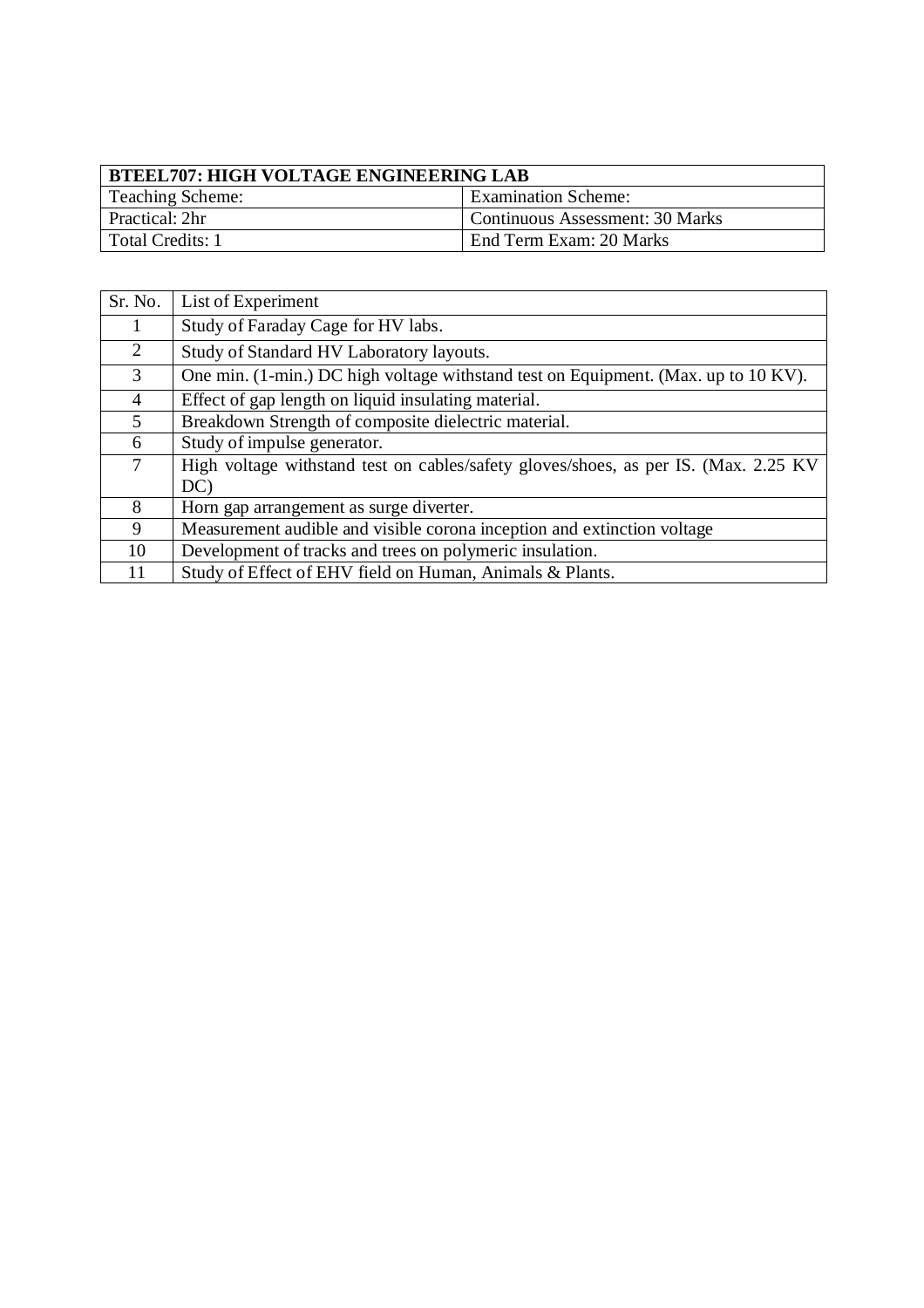| BTEEL707: HIGH VOLTAGE ENGINEERING LAB | |
|---|---|
| Teaching Scheme: | Examination Scheme: |
| Practical: 2hr | Continuous Assessment: 30 Marks |
| Total Credits: 1 | End Term Exam: 20 Marks |

| Sr. No. | List of Experiment |
|---|---|
| 1 | Study of Faraday Cage for HV labs. |
| 2 | Study of Standard HV Laboratory layouts. |
| 3 | One min. (1-min.) DC high voltage withstand test on Equipment. (Max. up to 10 KV). |
| 4 | Effect of gap length on liquid insulating material. |
| 5 | Breakdown Strength of composite dielectric material. |
| 6 | Study of impulse generator. |
| 7 | High voltage withstand test on cables/safety gloves/shoes, as per IS. (Max. 2.25 KV DC) |
| 8 | Horn gap arrangement as surge diverter. |
| 9 | Measurement audible and visible corona inception and extinction voltage |
| 10 | Development of tracks and trees on polymeric insulation. |
| 11 | Study of Effect of EHV field on Human, Animals & Plants. |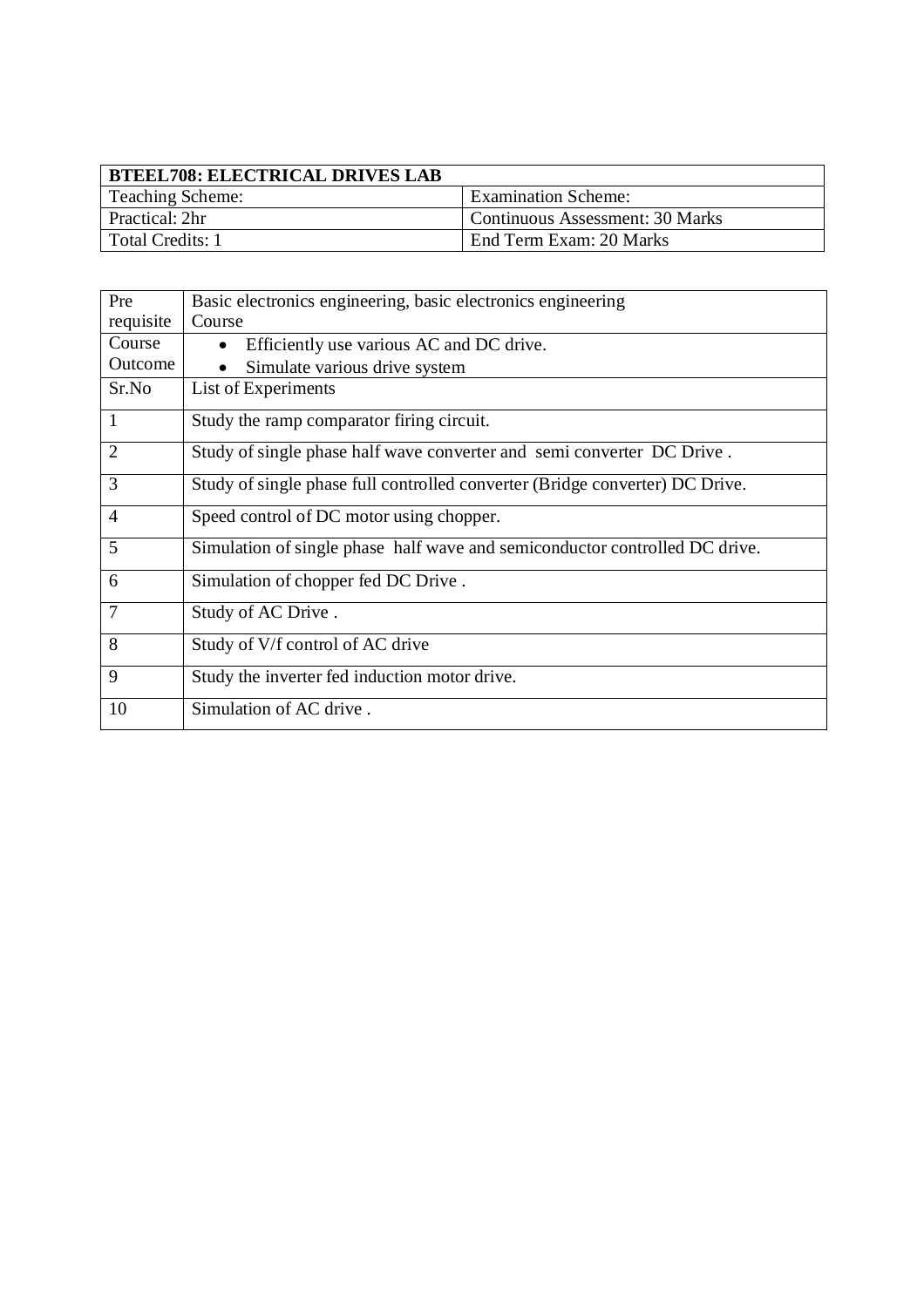| **BTEEL708: ELECTRICAL DRIVES LAB** | |
|---|---|
| Teaching Scheme: | Examination Scheme: |
| Practical: 2hr | Continuous Assessment: 30 Marks |
| Total Credits: 1 | End Term Exam: 20 Marks |

| Pre requisite | Basic electronics engineering, basic electronics engineering Course |
|---|---|
| Course Outcome | • Efficiently use various AC and DC drive.<br>• Simulate various drive system |
| Sr.No | List of Experiments |
| 1 | Study the ramp comparator firing circuit. |
| 2 | Study of single phase half wave converter and semi converter DC Drive . |
| 3 | Study of single phase full controlled converter (Bridge converter) DC Drive. |
| 4 | Speed control of DC motor using chopper. |
| 5 | Simulation of single phase half wave and semiconductor controlled DC drive. |
| 6 | Simulation of chopper fed DC Drive . |
| 7 | Study of AC Drive . |
| 8 | Study of V/f control of AC drive |
| 9 | Study the inverter fed induction motor drive. |
| 10 | Simulation of AC drive . |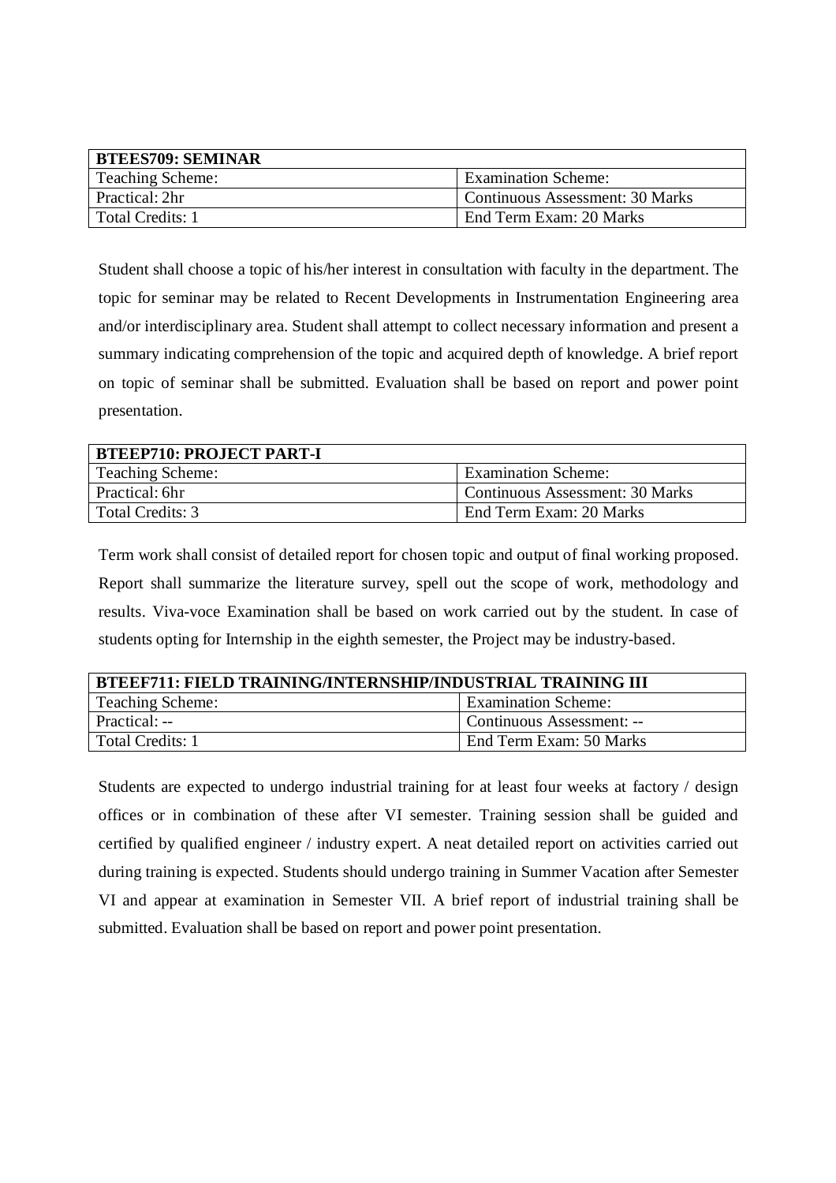| **BTEES709: SEMINAR** | |
|---|---|
| Teaching Scheme: | Examination Scheme: |
| Practical: 2hr | Continuous Assessment: 30 Marks |
| Total Credits: 1 | End Term Exam: 20 Marks |

Student shall choose a topic of his/her interest in consultation with faculty in the department. The topic for seminar may be related to Recent Developments in Instrumentation Engineering area and/or interdisciplinary area. Student shall attempt to collect necessary information and present a summary indicating comprehension of the topic and acquired depth of knowledge. A brief report on topic of seminar shall be submitted. Evaluation shall be based on report and power point presentation.

| **BTEEP710: PROJECT PART-I** | |
|---|---|
| Teaching Scheme: | Examination Scheme: |
| Practical: 6hr | Continuous Assessment: 30 Marks |
| Total Credits: 3 | End Term Exam: 20 Marks |

Term work shall consist of detailed report for chosen topic and output of final working proposed. Report shall summarize the literature survey, spell out the scope of work, methodology and results. Viva-voce Examination shall be based on work carried out by the student. In case of students opting for Internship in the eighth semester, the Project may be industry-based.

| **BTEEF711: FIELD TRAINING/INTERNSHIP/INDUSTRIAL TRAINING III** | |
|---|---|
| Teaching Scheme: | Examination Scheme: |
| Practical: -- | Continuous Assessment: -- |
| Total Credits: 1 | End Term Exam: 50 Marks |

Students are expected to undergo industrial training for at least four weeks at factory / design offices or in combination of these after VI semester. Training session shall be guided and certified by qualified engineer / industry expert. A neat detailed report on activities carried out during training is expected. Students should undergo training in Summer Vacation after Semester VI and appear at examination in Semester VII. A brief report of industrial training shall be submitted. Evaluation shall be based on report and power point presentation.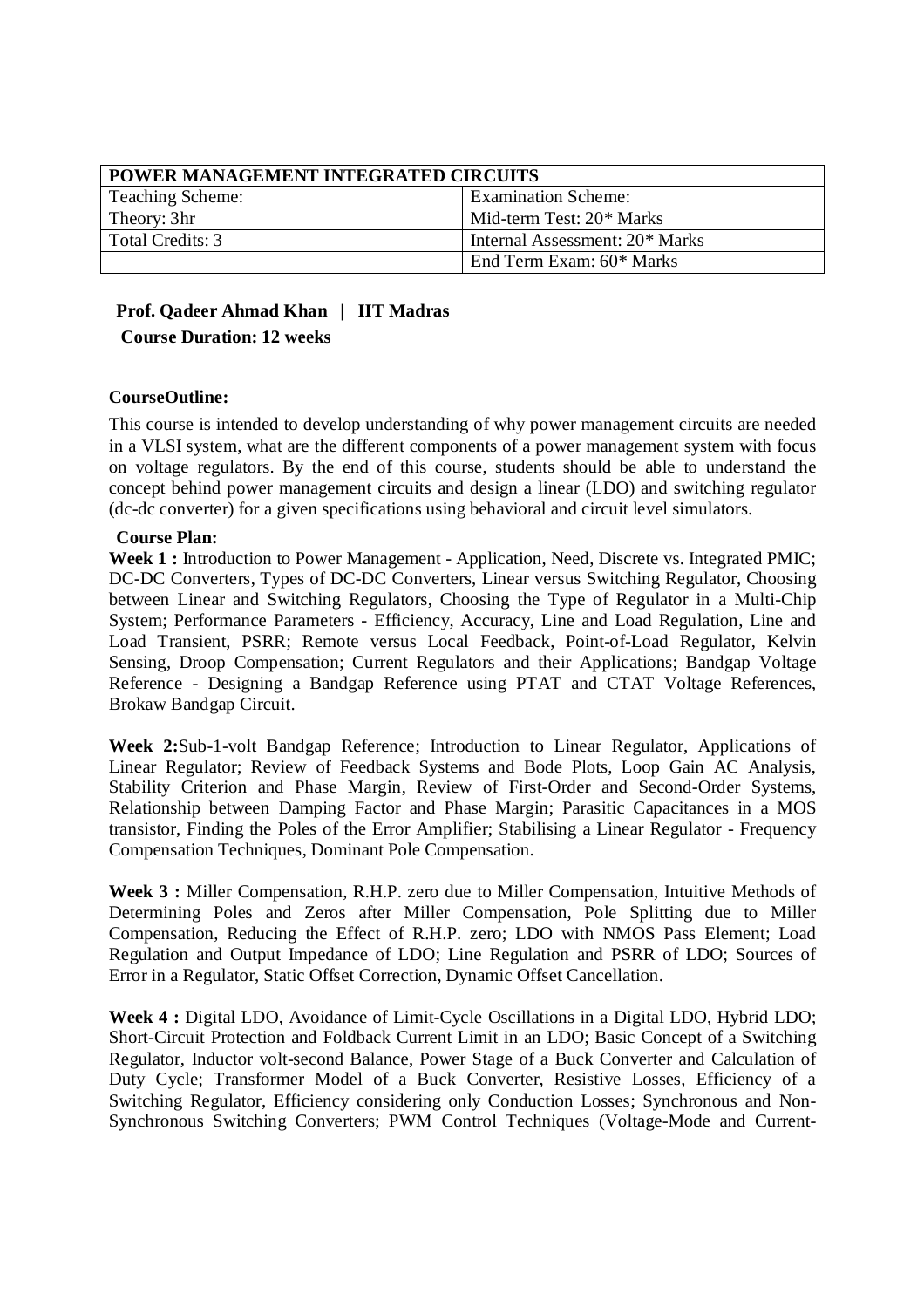| POWER MANAGEMENT INTEGRATED CIRCUITS | |
|---|---|
| Teaching Scheme: | Examination Scheme: |
| Theory: 3hr | Mid-term Test: 20* Marks |
| Total Credits: 3 | Internal Assessment: 20* Marks |
| | End Term Exam: 60* Marks |

**Prof. Qadeer Ahmad Khan | IIT Madras**

**Course Duration: 12 weeks**

**CourseOutline:**

This course is intended to develop understanding of why power management circuits are needed in a VLSI system, what are the different components of a power management system with focus on voltage regulators. By the end of this course, students should be able to understand the concept behind power management circuits and design a linear (LDO) and switching regulator (dc-dc converter) for a given specifications using behavioral and circuit level simulators.

**Course Plan:**

**Week 1 :** Introduction to Power Management - Application, Need, Discrete vs. Integrated PMIC; DC-DC Converters, Types of DC-DC Converters, Linear versus Switching Regulator, Choosing between Linear and Switching Regulators, Choosing the Type of Regulator in a Multi-Chip System; Performance Parameters - Efficiency, Accuracy, Line and Load Regulation, Line and Load Transient, PSRR; Remote versus Local Feedback, Point-of-Load Regulator, Kelvin Sensing, Droop Compensation; Current Regulators and their Applications; Bandgap Voltage Reference - Designing a Bandgap Reference using PTAT and CTAT Voltage References, Brokaw Bandgap Circuit.

**Week 2:**Sub-1-volt Bandgap Reference; Introduction to Linear Regulator, Applications of Linear Regulator; Review of Feedback Systems and Bode Plots, Loop Gain AC Analysis, Stability Criterion and Phase Margin, Review of First-Order and Second-Order Systems, Relationship between Damping Factor and Phase Margin; Parasitic Capacitances in a MOS transistor, Finding the Poles of the Error Amplifier; Stabilising a Linear Regulator - Frequency Compensation Techniques, Dominant Pole Compensation.

**Week 3 :** Miller Compensation, R.H.P. zero due to Miller Compensation, Intuitive Methods of Determining Poles and Zeros after Miller Compensation, Pole Splitting due to Miller Compensation, Reducing the Effect of R.H.P. zero; LDO with NMOS Pass Element; Load Regulation and Output Impedance of LDO; Line Regulation and PSRR of LDO; Sources of Error in a Regulator, Static Offset Correction, Dynamic Offset Cancellation.

**Week 4 :** Digital LDO, Avoidance of Limit-Cycle Oscillations in a Digital LDO, Hybrid LDO; Short-Circuit Protection and Foldback Current Limit in an LDO; Basic Concept of a Switching Regulator, Inductor volt-second Balance, Power Stage of a Buck Converter and Calculation of Duty Cycle; Transformer Model of a Buck Converter, Resistive Losses, Efficiency of a Switching Regulator, Efficiency considering only Conduction Losses; Synchronous and Non-Synchronous Switching Converters; PWM Control Techniques (Voltage-Mode and Current-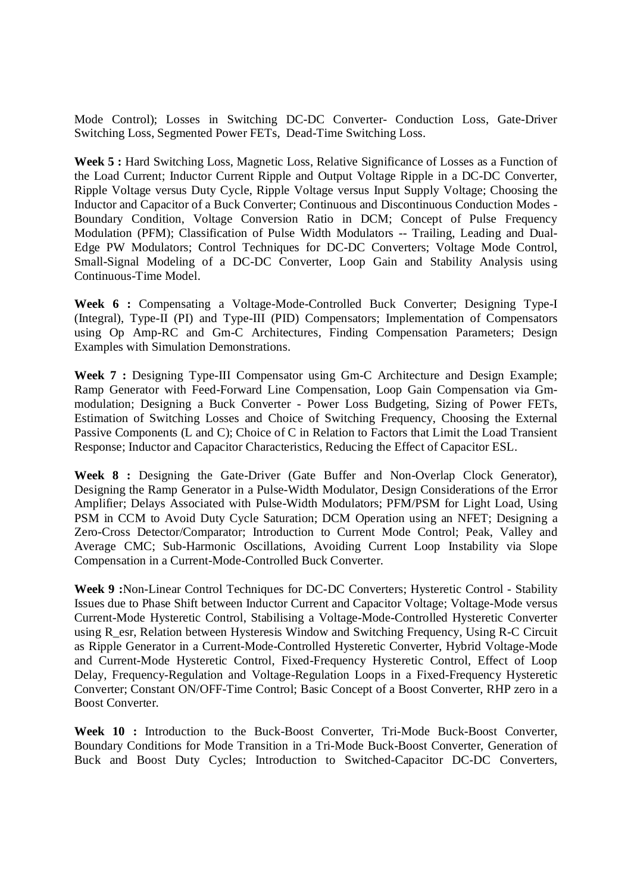Mode Control); Losses in Switching DC-DC Converter- Conduction Loss, Gate-Driver Switching Loss, Segmented Power FETs, Dead-Time Switching Loss.

**Week 5 :** Hard Switching Loss, Magnetic Loss, Relative Significance of Losses as a Function of the Load Current; Inductor Current Ripple and Output Voltage Ripple in a DC-DC Converter, Ripple Voltage versus Duty Cycle, Ripple Voltage versus Input Supply Voltage; Choosing the Inductor and Capacitor of a Buck Converter; Continuous and Discontinuous Conduction Modes - Boundary Condition, Voltage Conversion Ratio in DCM; Concept of Pulse Frequency Modulation (PFM); Classification of Pulse Width Modulators -- Trailing, Leading and Dual-Edge PW Modulators; Control Techniques for DC-DC Converters; Voltage Mode Control, Small-Signal Modeling of a DC-DC Converter, Loop Gain and Stability Analysis using Continuous-Time Model.

**Week 6 :** Compensating a Voltage-Mode-Controlled Buck Converter; Designing Type-I (Integral), Type-II (PI) and Type-III (PID) Compensators; Implementation of Compensators using Op Amp-RC and Gm-C Architectures, Finding Compensation Parameters; Design Examples with Simulation Demonstrations.

**Week 7 :** Designing Type-III Compensator using Gm-C Architecture and Design Example; Ramp Generator with Feed-Forward Line Compensation, Loop Gain Compensation via Gm-modulation; Designing a Buck Converter - Power Loss Budgeting, Sizing of Power FETs, Estimation of Switching Losses and Choice of Switching Frequency, Choosing the External Passive Components (L and C); Choice of C in Relation to Factors that Limit the Load Transient Response; Inductor and Capacitor Characteristics, Reducing the Effect of Capacitor ESL.

**Week 8 :** Designing the Gate-Driver (Gate Buffer and Non-Overlap Clock Generator), Designing the Ramp Generator in a Pulse-Width Modulator, Design Considerations of the Error Amplifier; Delays Associated with Pulse-Width Modulators; PFM/PSM for Light Load, Using PSM in CCM to Avoid Duty Cycle Saturation; DCM Operation using an NFET; Designing a Zero-Cross Detector/Comparator; Introduction to Current Mode Control; Peak, Valley and Average CMC; Sub-Harmonic Oscillations, Avoiding Current Loop Instability via Slope Compensation in a Current-Mode-Controlled Buck Converter.

**Week 9 :**Non-Linear Control Techniques for DC-DC Converters; Hysteretic Control - Stability Issues due to Phase Shift between Inductor Current and Capacitor Voltage; Voltage-Mode versus Current-Mode Hysteretic Control, Stabilising a Voltage-Mode-Controlled Hysteretic Converter using R_esr, Relation between Hysteresis Window and Switching Frequency, Using R-C Circuit as Ripple Generator in a Current-Mode-Controlled Hysteretic Converter, Hybrid Voltage-Mode and Current-Mode Hysteretic Control, Fixed-Frequency Hysteretic Control, Effect of Loop Delay, Frequency-Regulation and Voltage-Regulation Loops in a Fixed-Frequency Hysteretic Converter; Constant ON/OFF-Time Control; Basic Concept of a Boost Converter, RHP zero in a Boost Converter.

**Week 10 :** Introduction to the Buck-Boost Converter, Tri-Mode Buck-Boost Converter, Boundary Conditions for Mode Transition in a Tri-Mode Buck-Boost Converter, Generation of Buck and Boost Duty Cycles; Introduction to Switched-Capacitor DC-DC Converters,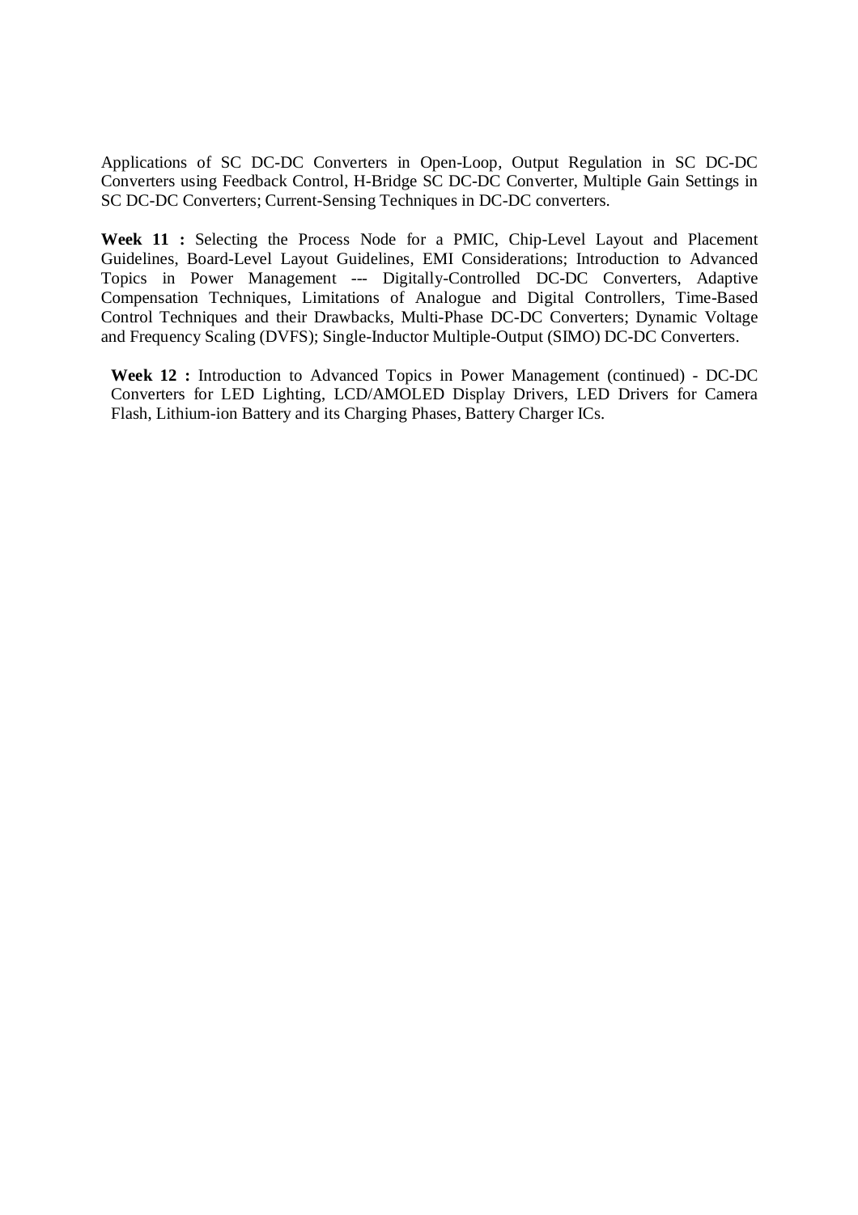Applications of SC DC-DC Converters in Open-Loop, Output Regulation in SC DC-DC Converters using Feedback Control, H-Bridge SC DC-DC Converter, Multiple Gain Settings in SC DC-DC Converters; Current-Sensing Techniques in DC-DC converters.

**Week 11 :** Selecting the Process Node for a PMIC, Chip-Level Layout and Placement Guidelines, Board-Level Layout Guidelines, EMI Considerations; Introduction to Advanced Topics in Power Management --- Digitally-Controlled DC-DC Converters, Adaptive Compensation Techniques, Limitations of Analogue and Digital Controllers, Time-Based Control Techniques and their Drawbacks, Multi-Phase DC-DC Converters; Dynamic Voltage and Frequency Scaling (DVFS); Single-Inductor Multiple-Output (SIMO) DC-DC Converters.

**Week 12 :** Introduction to Advanced Topics in Power Management (continued) - DC-DC Converters for LED Lighting, LCD/AMOLED Display Drivers, LED Drivers for Camera Flash, Lithium-ion Battery and its Charging Phases, Battery Charger ICs.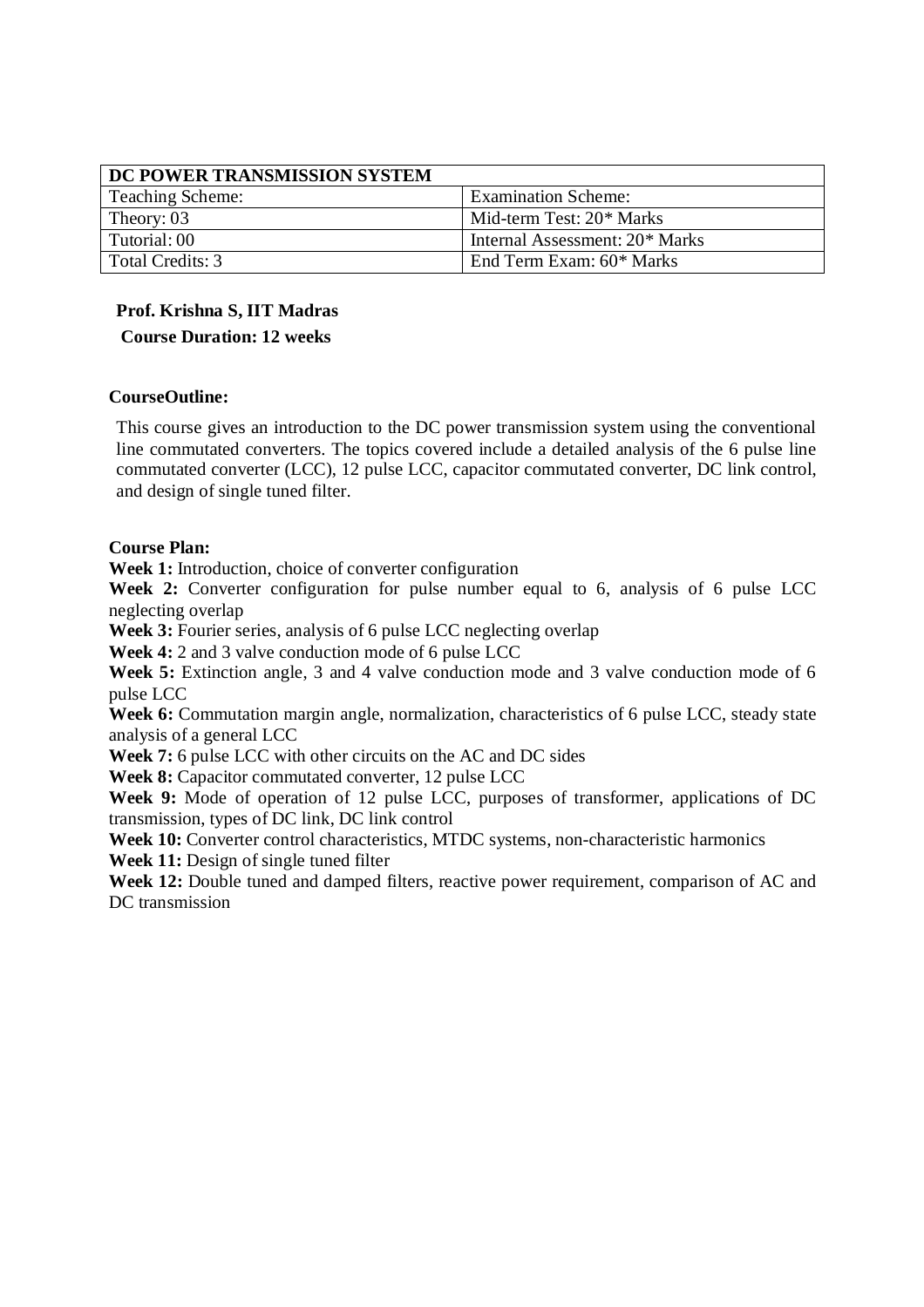| DC POWER TRANSMISSION SYSTEM | |
|---|---|
| Teaching Scheme: | Examination Scheme: |
| Theory: 03 | Mid-term Test: 20* Marks |
| Tutorial: 00 | Internal Assessment: 20* Marks |
| Total Credits: 3 | End Term Exam: 60* Marks |

**Prof. Krishna S, IIT Madras**

**Course Duration: 12 weeks**

**CourseOutline:**

This course gives an introduction to the DC power transmission system using the conventional line commutated converters. The topics covered include a detailed analysis of the 6 pulse line commutated converter (LCC), 12 pulse LCC, capacitor commutated converter, DC link control, and design of single tuned filter.

**Course Plan:**

**Week 1:** Introduction, choice of converter configuration

**Week 2:** Converter configuration for pulse number equal to 6, analysis of 6 pulse LCC neglecting overlap

**Week 3:** Fourier series, analysis of 6 pulse LCC neglecting overlap

**Week 4:** 2 and 3 valve conduction mode of 6 pulse LCC

**Week 5:** Extinction angle, 3 and 4 valve conduction mode and 3 valve conduction mode of 6 pulse LCC

**Week 6:** Commutation margin angle, normalization, characteristics of 6 pulse LCC, steady state analysis of a general LCC

**Week 7:** 6 pulse LCC with other circuits on the AC and DC sides

**Week 8:** Capacitor commutated converter, 12 pulse LCC

**Week 9:** Mode of operation of 12 pulse LCC, purposes of transformer, applications of DC transmission, types of DC link, DC link control

**Week 10:** Converter control characteristics, MTDC systems, non-characteristic harmonics

**Week 11:** Design of single tuned filter

**Week 12:** Double tuned and damped filters, reactive power requirement, comparison of AC and DC transmission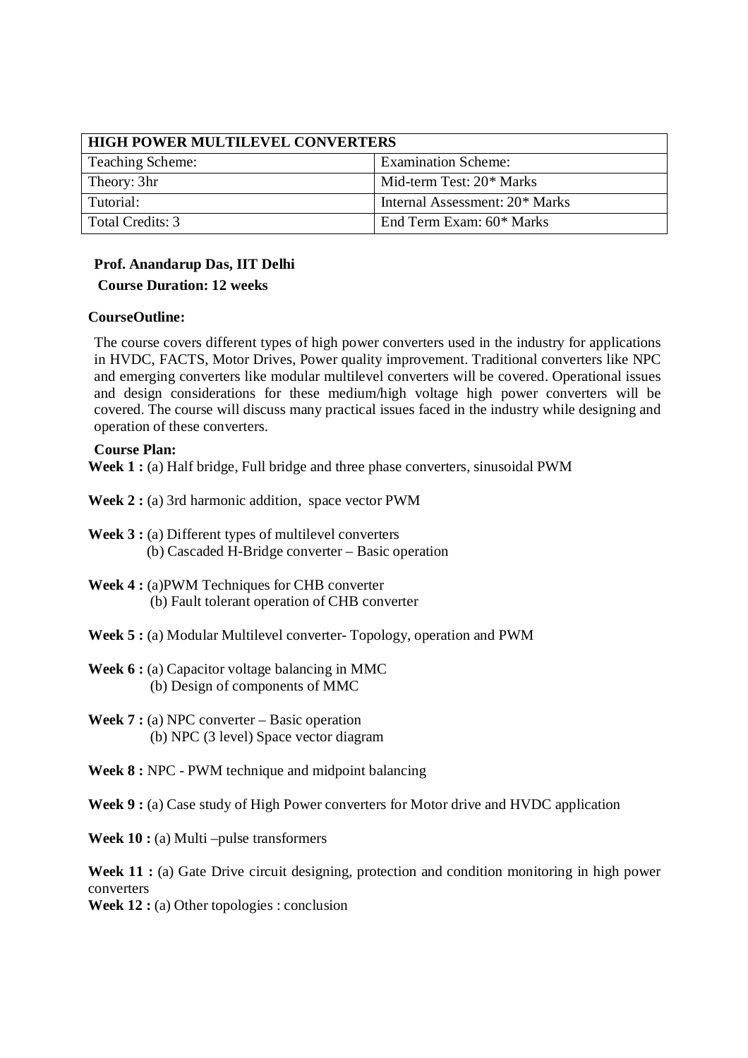| HIGH POWER MULTILEVEL CONVERTERS | |
|---|---|
| Teaching Scheme: | Examination Scheme: |
| Theory: 3hr | Mid-term Test: 20* Marks |
| Tutorial: | Internal Assessment: 20* Marks |
| Total Credits: 3 | End Term Exam: 60* Marks |

**Prof. Anandarup Das, IIT Delhi**

**Course Duration: 12 weeks**

**CourseOutline:**

The course covers different types of high power converters used in the industry for applications in HVDC, FACTS, Motor Drives, Power quality improvement. Traditional converters like NPC and emerging converters like modular multilevel converters will be covered. Operational issues and design considerations for these medium/high voltage high power converters will be covered. The course will discuss many practical issues faced in the industry while designing and operation of these converters.

**Course Plan:**

**Week 1 :** (a) Half bridge, Full bridge and three phase converters, sinusoidal PWM

**Week 2 :** (a) 3rd harmonic addition, space vector PWM

**Week 3 :** (a) Different types of multilevel converters
(b) Cascaded H-Bridge converter – Basic operation

**Week 4 :** (a)PWM Techniques for CHB converter
(b) Fault tolerant operation of CHB converter

**Week 5 :** (a) Modular Multilevel converter- Topology, operation and PWM

**Week 6 :** (a) Capacitor voltage balancing in MMC
(b) Design of components of MMC

**Week 7 :** (a) NPC converter – Basic operation
(b) NPC (3 level) Space vector diagram

**Week 8 :** NPC - PWM technique and midpoint balancing

**Week 9 :** (a) Case study of High Power converters for Motor drive and HVDC application

**Week 10 :** (a) Multi –pulse transformers

**Week 11 :** (a) Gate Drive circuit designing, protection and condition monitoring in high power converters

**Week 12 :** (a) Other topologies : conclusion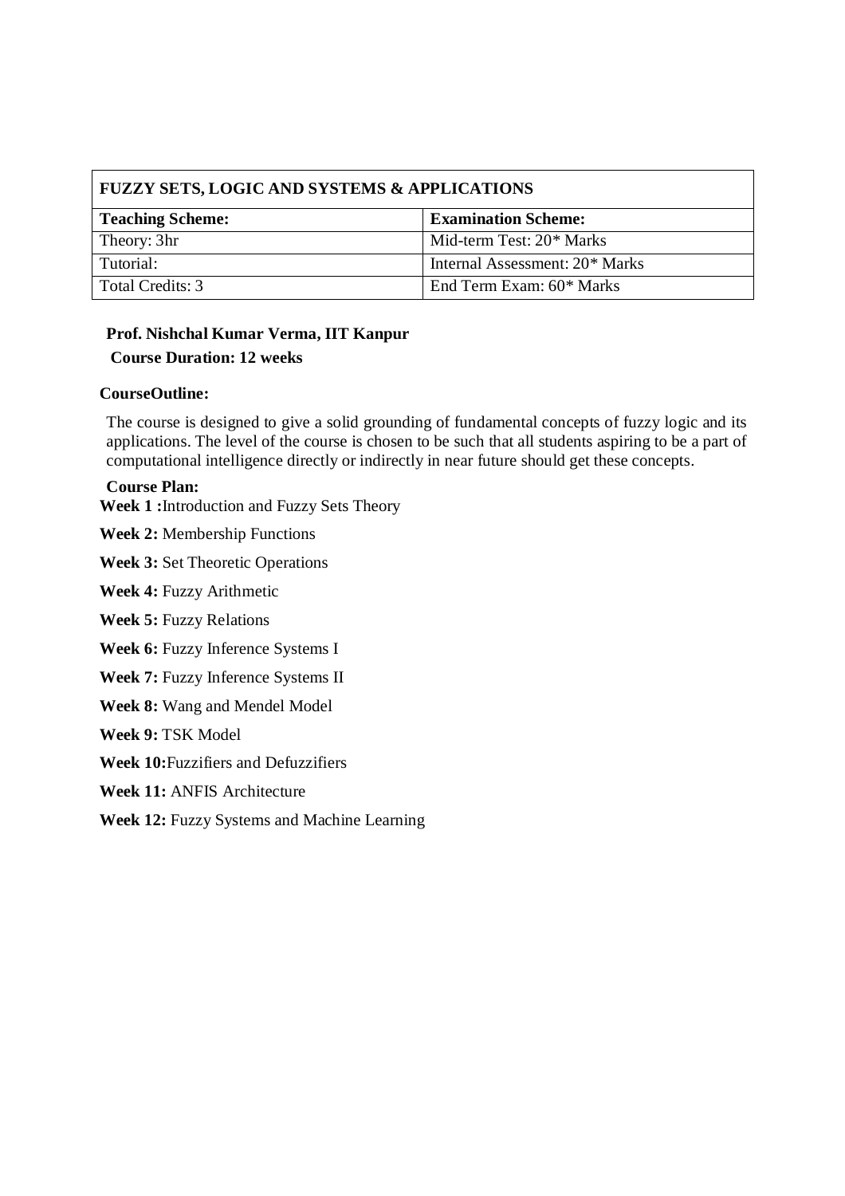| FUZZY SETS, LOGIC AND SYSTEMS & APPLICATIONS | |
|---|---|
| **Teaching Scheme:** | **Examination Scheme:** |
| Theory: 3hr | Mid-term Test: 20* Marks |
| Tutorial: | Internal Assessment: 20* Marks |
| Total Credits: 3 | End Term Exam: 60* Marks |

**Prof. Nishchal Kumar Verma, IIT Kanpur**

**Course Duration: 12 weeks**

**CourseOutline:**

The course is designed to give a solid grounding of fundamental concepts of fuzzy logic and its applications. The level of the course is chosen to be such that all students aspiring to be a part of computational intelligence directly or indirectly in near future should get these concepts.

**Course Plan:**

**Week 1 :**Introduction and Fuzzy Sets Theory

**Week 2:** Membership Functions

**Week 3:** Set Theoretic Operations

**Week 4:** Fuzzy Arithmetic

**Week 5:** Fuzzy Relations

**Week 6:** Fuzzy Inference Systems I

**Week 7:** Fuzzy Inference Systems II

**Week 8:** Wang and Mendel Model

**Week 9:** TSK Model

**Week 10:**Fuzzifiers and Defuzzifiers

**Week 11:** ANFIS Architecture

**Week 12:** Fuzzy Systems and Machine Learning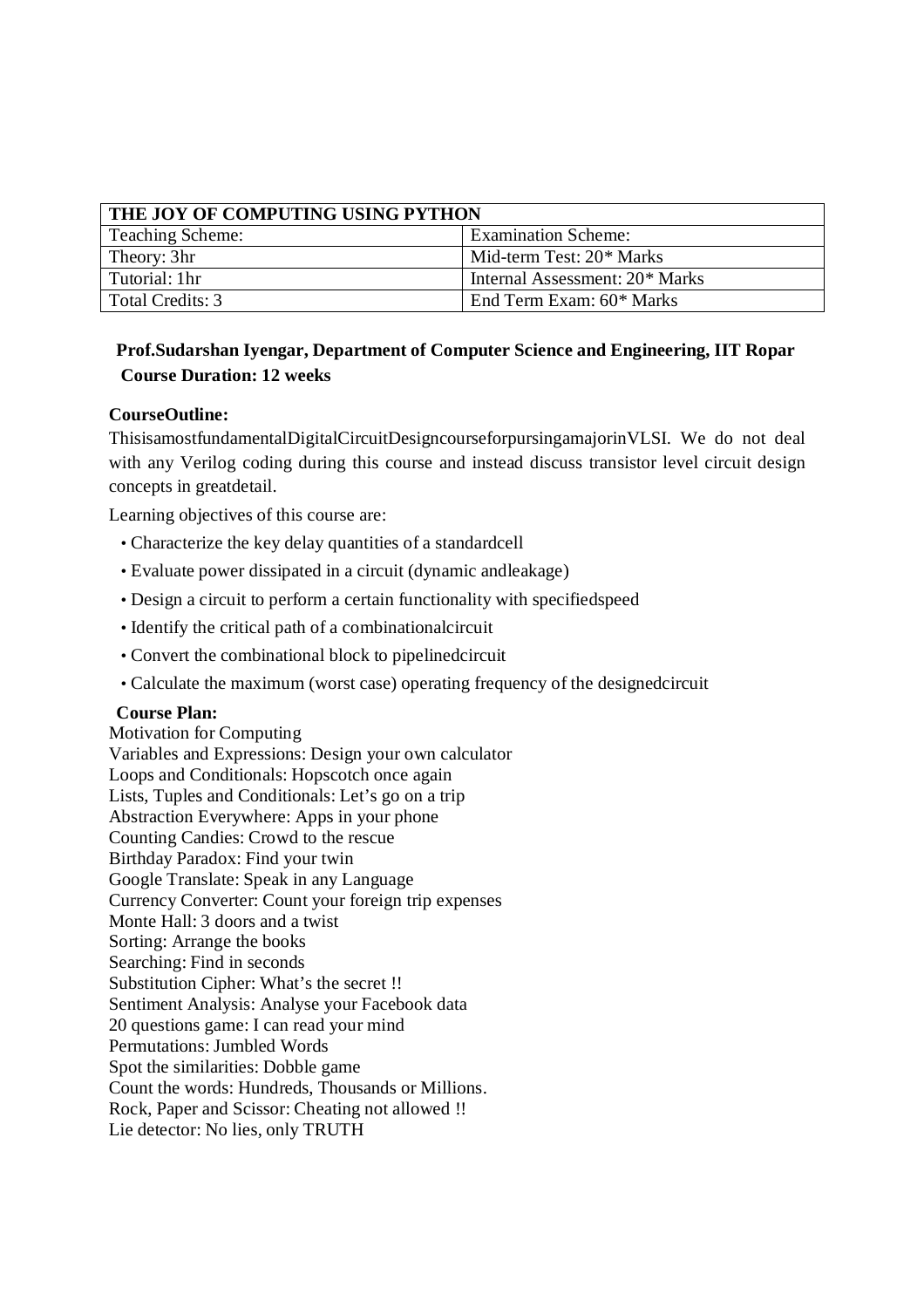| THE JOY OF COMPUTING USING PYTHON | |
|---|---|
| Teaching Scheme: | Examination Scheme: |
| Theory: 3hr | Mid-term Test: 20* Marks |
| Tutorial: 1hr | Internal Assessment: 20* Marks |
| Total Credits: 3 | End Term Exam: 60* Marks |

**Prof.Sudarshan Iyengar, Department of Computer Science and Engineering, IIT Ropar**
**Course Duration: 12 weeks**

**CourseOutline:**

ThisisamostfundamentalDigitalCircuitDesigncourseforpursingamajorinVLSI. We do not deal with any Verilog coding during this course and instead discuss transistor level circuit design concepts in greatdetail.

Learning objectives of this course are:

- Characterize the key delay quantities of a standardcell
- Evaluate power dissipated in a circuit (dynamic andleakage)
- Design a circuit to perform a certain functionality with specifiedspeed
- Identify the critical path of a combinationalcircuit
- Convert the combinational block to pipelinedcircuit
- Calculate the maximum (worst case) operating frequency of the designedcircuit

**Course Plan:**

Motivation for Computing
Variables and Expressions: Design your own calculator
Loops and Conditionals: Hopscotch once again
Lists, Tuples and Conditionals: Let's go on a trip
Abstraction Everywhere: Apps in your phone
Counting Candies: Crowd to the rescue
Birthday Paradox: Find your twin
Google Translate: Speak in any Language
Currency Converter: Count your foreign trip expenses
Monte Hall: 3 doors and a twist
Sorting: Arrange the books
Searching: Find in seconds
Substitution Cipher: What's the secret !!
Sentiment Analysis: Analyse your Facebook data
20 questions game: I can read your mind
Permutations: Jumbled Words
Spot the similarities: Dobble game
Count the words: Hundreds, Thousands or Millions.
Rock, Paper and Scissor: Cheating not allowed !!
Lie detector: No lies, only TRUTH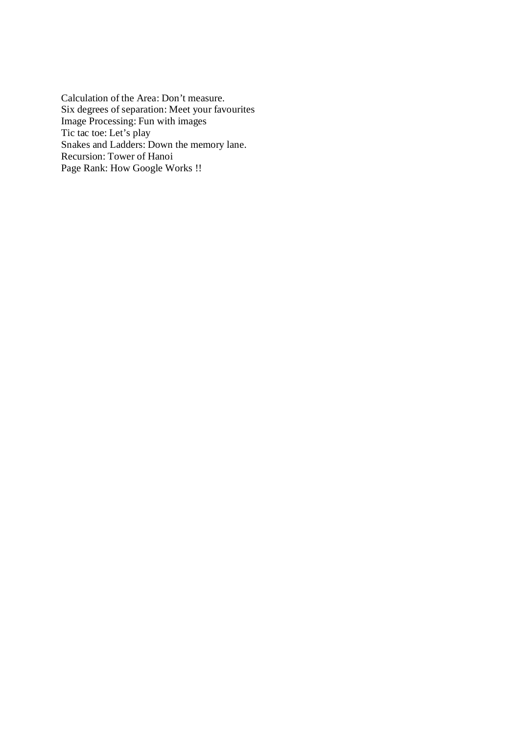Calculation of the Area: Don’t measure.
Six degrees of separation: Meet your favourites
Image Processing: Fun with images
Tic tac toe: Let’s play
Snakes and Ladders: Down the memory lane.
Recursion: Tower of Hanoi
Page Rank: How Google Works !!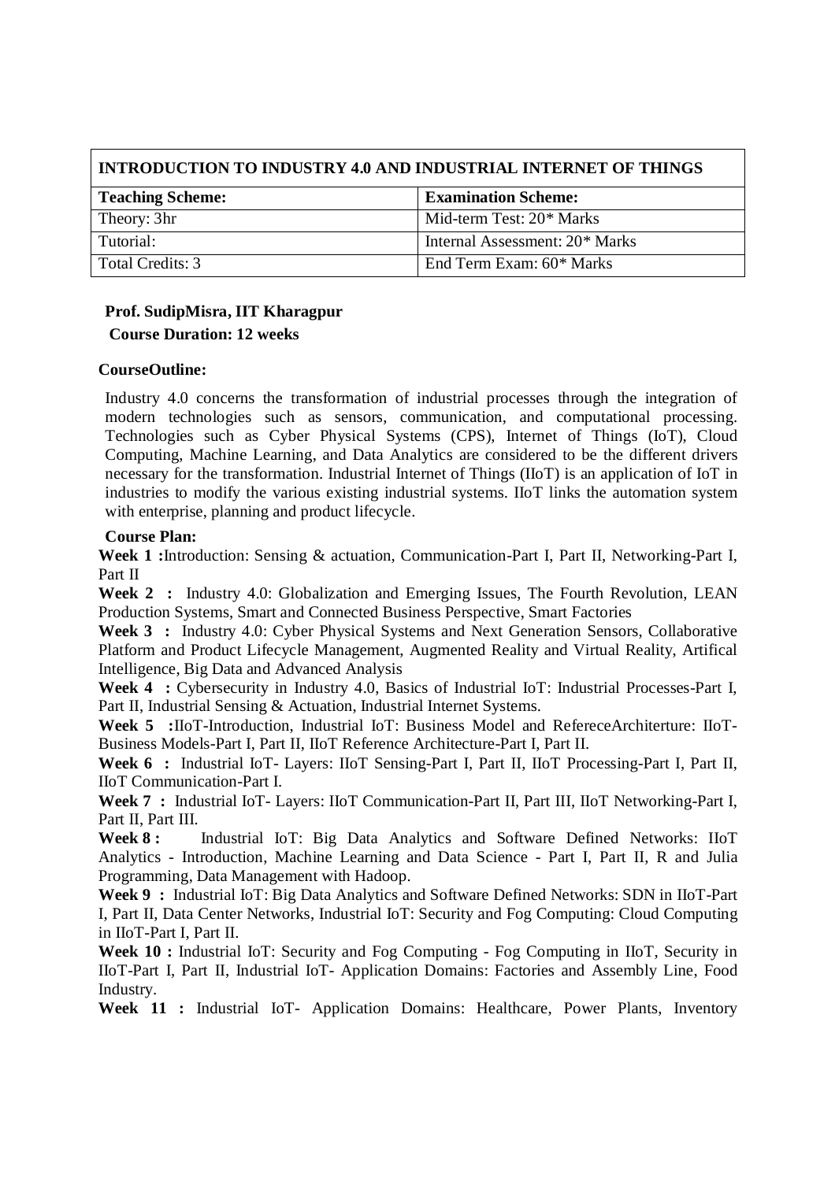| INTRODUCTION TO INDUSTRY 4.0 AND INDUSTRIAL INTERNET OF THINGS | |
|---|---|
| **Teaching Scheme:** | **Examination Scheme:** |
| Theory: 3hr | Mid-term Test: 20* Marks |
| Tutorial: | Internal Assessment: 20* Marks |
| Total Credits: 3 | End Term Exam: 60* Marks |

**Prof. SudipMisra, IIT Kharagpur**

**Course Duration: 12 weeks**

**CourseOutline:**

Industry 4.0 concerns the transformation of industrial processes through the integration of modern technologies such as sensors, communication, and computational processing. Technologies such as Cyber Physical Systems (CPS), Internet of Things (IoT), Cloud Computing, Machine Learning, and Data Analytics are considered to be the different drivers necessary for the transformation. Industrial Internet of Things (IIoT) is an application of IoT in industries to modify the various existing industrial systems. IIoT links the automation system with enterprise, planning and product lifecycle.

**Course Plan:**

**Week 1 :**Introduction: Sensing & actuation, Communication-Part I, Part II, Networking-Part I, Part II

**Week 2 :** Industry 4.0: Globalization and Emerging Issues, The Fourth Revolution, LEAN Production Systems, Smart and Connected Business Perspective, Smart Factories

**Week 3 :** Industry 4.0: Cyber Physical Systems and Next Generation Sensors, Collaborative Platform and Product Lifecycle Management, Augmented Reality and Virtual Reality, Artifical Intelligence, Big Data and Advanced Analysis

**Week 4 :** Cybersecurity in Industry 4.0, Basics of Industrial IoT: Industrial Processes-Part I, Part II, Industrial Sensing & Actuation, Industrial Internet Systems.

**Week 5 :**IIoT-Introduction, Industrial IoT: Business Model and RefereceArchiterture: IIoT-Business Models-Part I, Part II, IIoT Reference Architecture-Part I, Part II.

**Week 6 :** Industrial IoT- Layers: IIoT Sensing-Part I, Part II, IIoT Processing-Part I, Part II, IIoT Communication-Part I.

**Week 7 :** Industrial IoT- Layers: IIoT Communication-Part II, Part III, IIoT Networking-Part I, Part II, Part III.

**Week 8 :** Industrial IoT: Big Data Analytics and Software Defined Networks: IIoT Analytics - Introduction, Machine Learning and Data Science - Part I, Part II, R and Julia Programming, Data Management with Hadoop.

**Week 9 :** Industrial IoT: Big Data Analytics and Software Defined Networks: SDN in IIoT-Part I, Part II, Data Center Networks, Industrial IoT: Security and Fog Computing: Cloud Computing in IIoT-Part I, Part II.

**Week 10 :** Industrial IoT: Security and Fog Computing - Fog Computing in IIoT, Security in IIoT-Part I, Part II, Industrial IoT- Application Domains: Factories and Assembly Line, Food Industry.

**Week 11 :** Industrial IoT- Application Domains: Healthcare, Power Plants, Inventory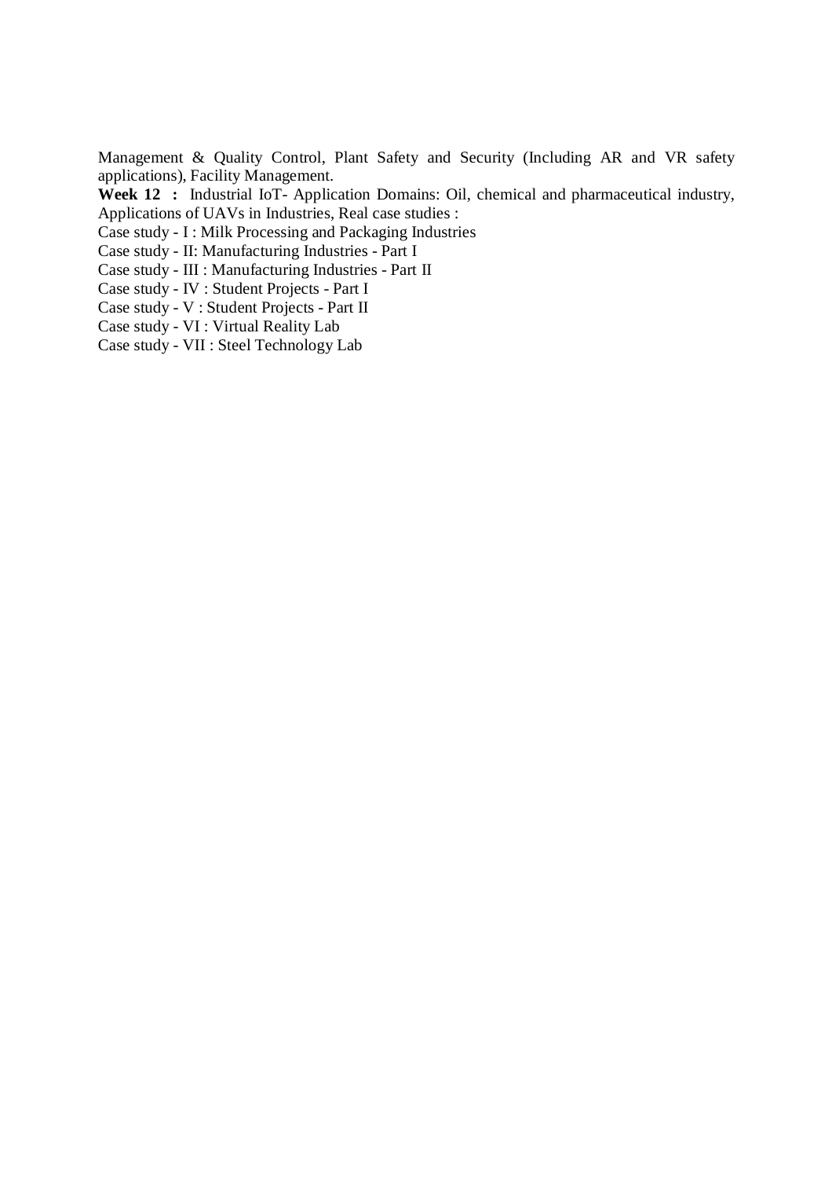Management & Quality Control, Plant Safety and Security (Including AR and VR safety applications), Facility Management.

**Week 12 :** Industrial IoT- Application Domains: Oil, chemical and pharmaceutical industry, Applications of UAVs in Industries, Real case studies :

Case study - I : Milk Processing and Packaging Industries
Case study - II: Manufacturing Industries - Part I
Case study - III : Manufacturing Industries - Part II
Case study - IV : Student Projects - Part I
Case study - V : Student Projects - Part II
Case study - VI : Virtual Reality Lab
Case study - VII : Steel Technology Lab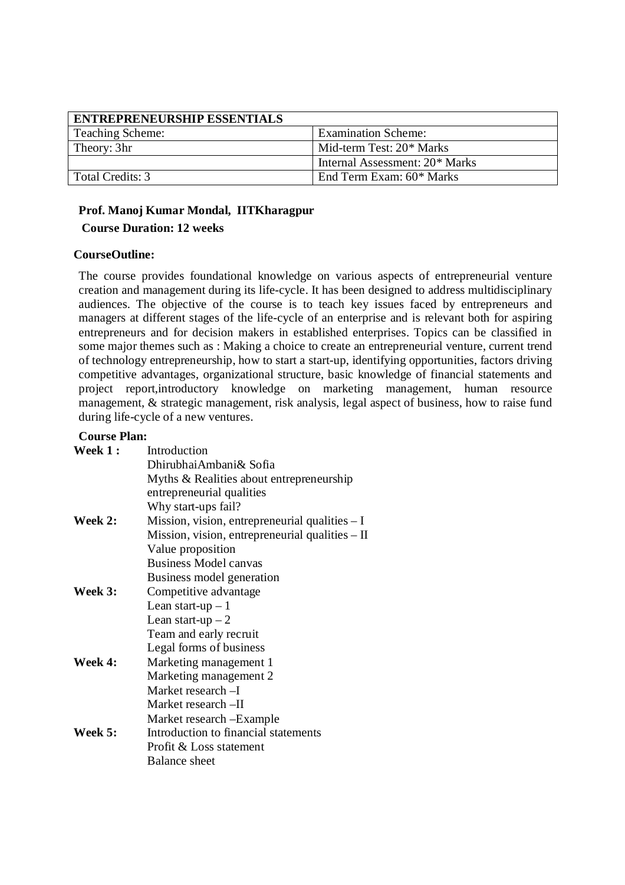| ENTREPRENEURSHIP ESSENTIALS | |
|---|---|
| Teaching Scheme: | Examination Scheme: |
| Theory: 3hr | Mid-term Test: 20* Marks |
| | Internal Assessment: 20* Marks |
| Total Credits: 3 | End Term Exam: 60* Marks |

**Prof. Manoj Kumar Mondal, IITKharagpur**

**Course Duration: 12 weeks**

**CourseOutline:**

The course provides foundational knowledge on various aspects of entrepreneurial venture creation and management during its life-cycle. It has been designed to address multidisciplinary audiences. The objective of the course is to teach key issues faced by entrepreneurs and managers at different stages of the life-cycle of an enterprise and is relevant both for aspiring entrepreneurs and for decision makers in established enterprises. Topics can be classified in some major themes such as : Making a choice to create an entrepreneurial venture, current trend of technology entrepreneurship, how to start a start-up, identifying opportunities, factors driving competitive advantages, organizational structure, basic knowledge of financial statements and project report,introductory knowledge on marketing management, human resource management, & strategic management, risk analysis, legal aspect of business, how to raise fund during life-cycle of a new ventures.

**Course Plan:**

**Week 1 :**
- Introduction
- DhirubhaiAmbani& Sofia
- Myths & Realities about entrepreneurship
- entrepreneurial qualities
- Why start-ups fail?

**Week 2:**
- Mission, vision, entrepreneurial qualities – I
- Mission, vision, entrepreneurial qualities – II
- Value proposition
- Business Model canvas
- Business model generation

**Week 3:**
- Competitive advantage
- Lean start-up – 1
- Lean start-up – 2
- Team and early recruit
- Legal forms of business

**Week 4:**
- Marketing management 1
- Marketing management 2
- Market research –I
- Market research –II
- Market research –Example

**Week 5:**
- Introduction to financial statements
- Profit & Loss statement
- Balance sheet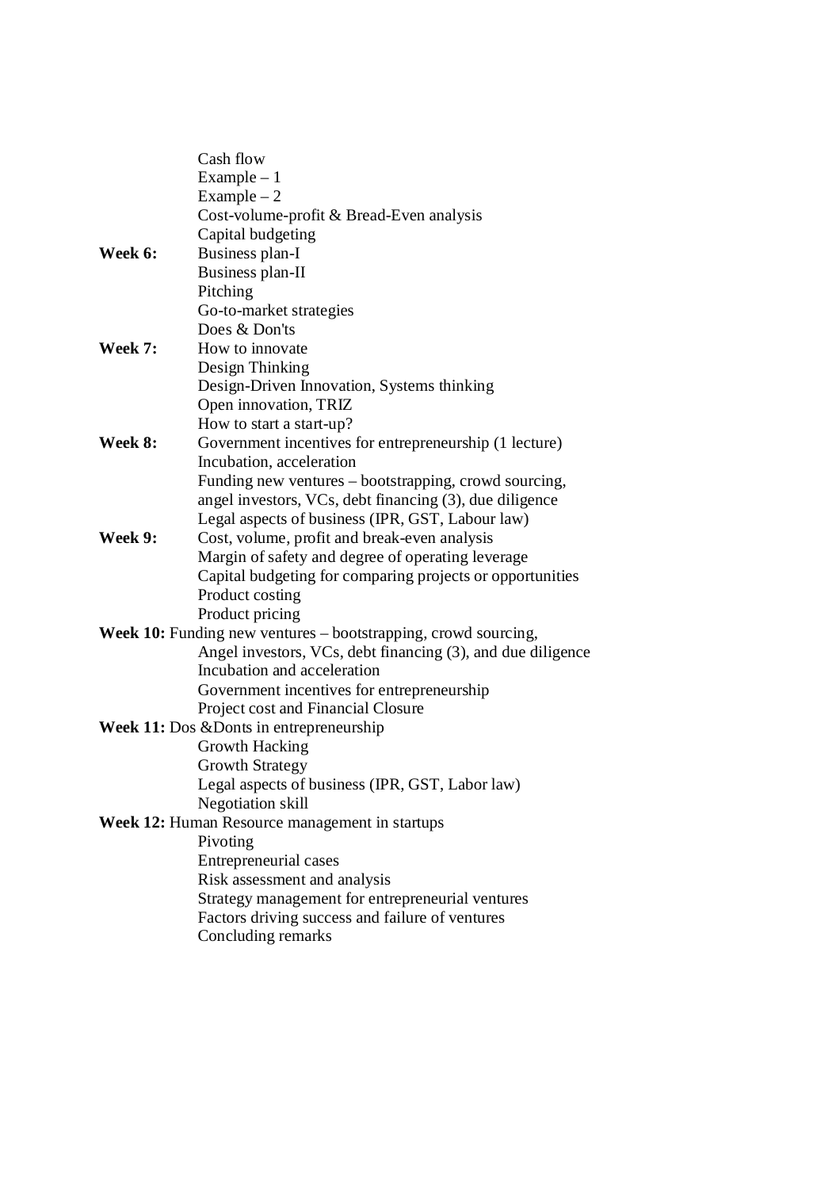Cash flow  
Example – 1  
Example – 2  
Cost-volume-profit & Bread-Even analysis  
Capital budgeting

**Week 6:** Business plan-I  
Business plan-II  
Pitching  
Go-to-market strategies  
Does & Don'ts

**Week 7:** How to innovate  
Design Thinking  
Design-Driven Innovation, Systems thinking  
Open innovation, TRIZ  
How to start a start-up?

**Week 8:** Government incentives for entrepreneurship (1 lecture)  
Incubation, acceleration  
Funding new ventures – bootstrapping, crowd sourcing, angel investors, VCs, debt financing (3), due diligence  
Legal aspects of business (IPR, GST, Labour law)

**Week 9:** Cost, volume, profit and break-even analysis  
Margin of safety and degree of operating leverage  
Capital budgeting for comparing projects or opportunities  
Product costing  
Product pricing

**Week 10:** Funding new ventures – bootstrapping, crowd sourcing, Angel investors, VCs, debt financing (3), and due diligence  
Incubation and acceleration  
Government incentives for entrepreneurship  
Project cost and Financial Closure

**Week 11:** Dos &Donts in entrepreneurship  
Growth Hacking  
Growth Strategy  
Legal aspects of business (IPR, GST, Labor law)  
Negotiation skill

**Week 12:** Human Resource management in startups  
Pivoting  
Entrepreneurial cases  
Risk assessment and analysis  
Strategy management for entrepreneurial ventures  
Factors driving success and failure of ventures  
Concluding remarks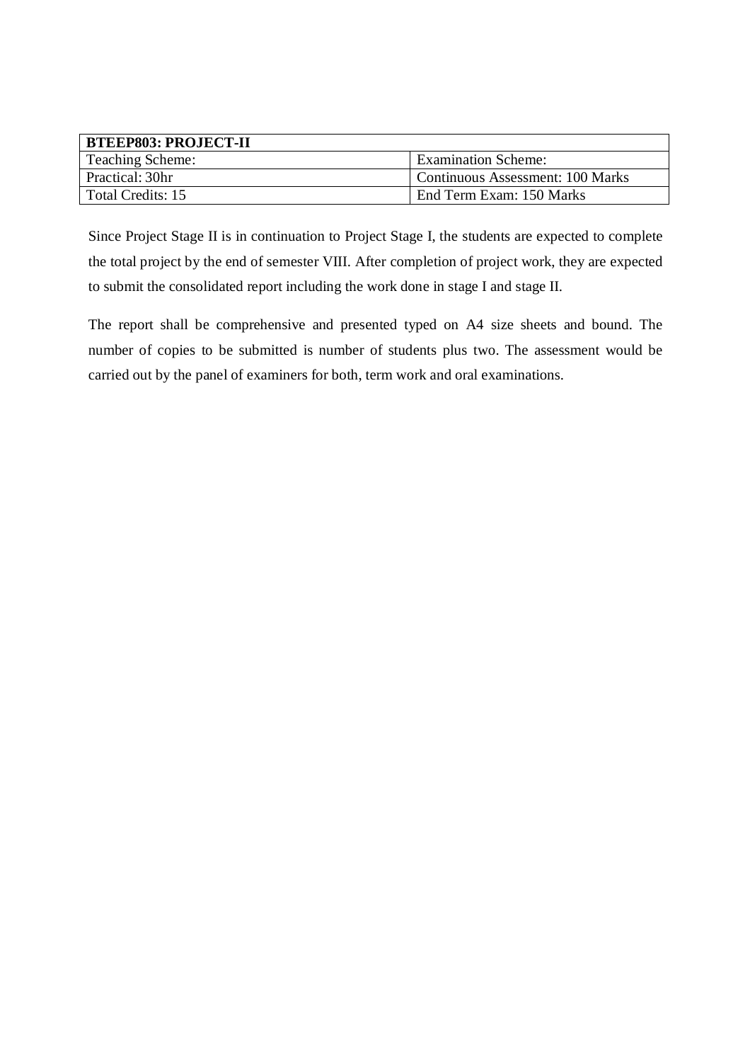| **BTEEP803: PROJECT-II** | |
|---|---|
| Teaching Scheme: | Examination Scheme: |
| Practical: 30hr | Continuous Assessment: 100 Marks |
| Total Credits: 15 | End Term Exam: 150 Marks |

Since Project Stage II is in continuation to Project Stage I, the students are expected to complete the total project by the end of semester VIII. After completion of project work, they are expected to submit the consolidated report including the work done in stage I and stage II.

The report shall be comprehensive and presented typed on A4 size sheets and bound. The number of copies to be submitted is number of students plus two. The assessment would be carried out by the panel of examiners for both, term work and oral examinations.